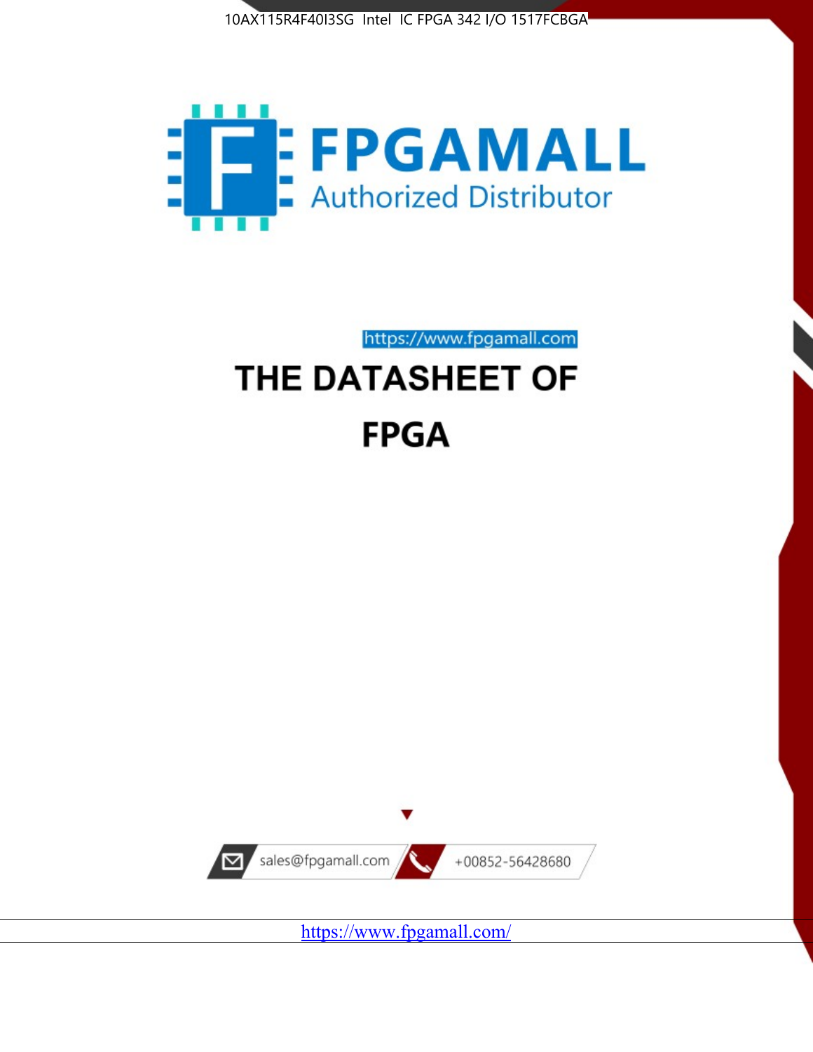10AX115R4F40I3SG Intel IC FPGA 342 I/O 1517FCBGA

FPGAMALL

Authorized Distributor

https://www.fpgamall.com

# THE DATASHEET OF

# FPGA

sales@fpgamall.com

+00852-56428680

https://www.fpgamall.com/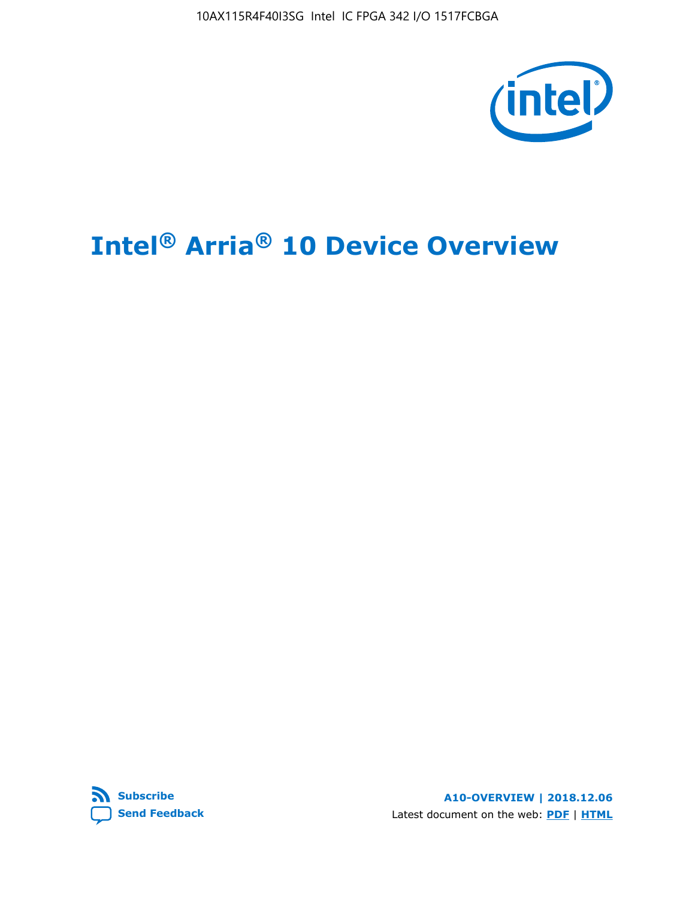# Intel® Arria® 10 Device Overview

Subscribe

Send Feedback

A10-OVERVIEW | 2018.12.06

Latest document on the web: PDF | HTML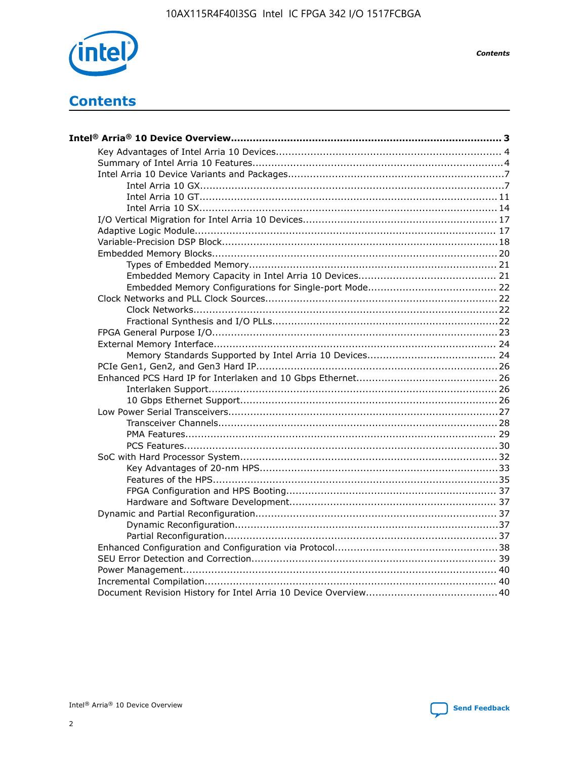# Contents

**Intel® Arria® 10 Device Overview** ........................................ 3

- Key Advantages of Intel Arria 10 Devices ........................................ 4
- Summary of Intel Arria 10 Features ........................................ 4
- Intel Arria 10 Device Variants and Packages ........................................ 7
  - Intel Arria 10 GX ........................................ 7
  - Intel Arria 10 GT ........................................ 11
  - Intel Arria 10 SX ........................................ 14
- I/O Vertical Migration for Intel Arria 10 Devices ........................................ 17
- Adaptive Logic Module ........................................ 17
- Variable-Precision DSP Block ........................................ 18
- Embedded Memory Blocks ........................................ 20
  - Types of Embedded Memory ........................................ 21
  - Embedded Memory Capacity in Intel Arria 10 Devices ........................................ 21
  - Embedded Memory Configurations for Single-port Mode ........................................ 22
- Clock Networks and PLL Clock Sources ........................................ 22
  - Clock Networks ........................................ 22
  - Fractional Synthesis and I/O PLLs ........................................ 22
- FPGA General Purpose I/O ........................................ 23
- External Memory Interface ........................................ 24
  - Memory Standards Supported by Intel Arria 10 Devices ........................................ 24
- PCIe Gen1, Gen2, and Gen3 Hard IP ........................................ 26
- Enhanced PCS Hard IP for Interlaken and 10 Gbps Ethernet ........................................ 26
  - Interlaken Support ........................................ 26
  - 10 Gbps Ethernet Support ........................................ 26
- Low Power Serial Transceivers ........................................ 27
  - Transceiver Channels ........................................ 28
  - PMA Features ........................................ 29
  - PCS Features ........................................ 30
- SoC with Hard Processor System ........................................ 32
  - Key Advantages of 20-nm HPS ........................................ 33
  - Features of the HPS ........................................ 35
  - FPGA Configuration and HPS Booting ........................................ 37
  - Hardware and Software Development ........................................ 37
- Dynamic and Partial Reconfiguration ........................................ 37
  - Dynamic Reconfiguration ........................................ 37
  - Partial Reconfiguration ........................................ 37
- Enhanced Configuration and Configuration via Protocol ........................................ 38
- SEU Error Detection and Correction ........................................ 39
- Power Management ........................................ 40
- Incremental Compilation ........................................ 40
- Document Revision History for Intel Arria 10 Device Overview ........................................ 40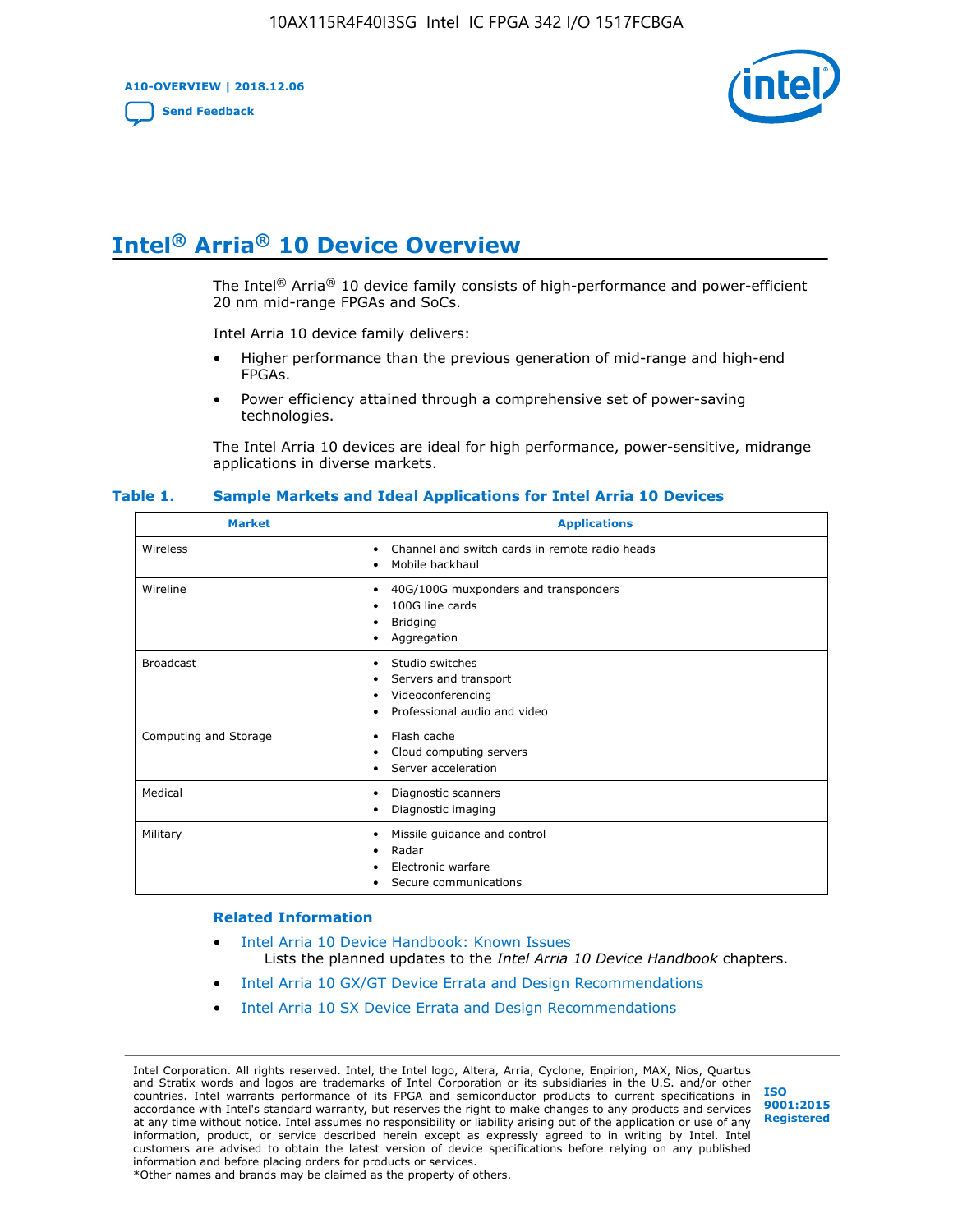# Intel® Arria® 10 Device Overview

The Intel® Arria® 10 device family consists of high-performance and power-efficient 20 nm mid-range FPGAs and SoCs.

Intel Arria 10 device family delivers:

- Higher performance than the previous generation of mid-range and high-end FPGAs.
- Power efficiency attained through a comprehensive set of power-saving technologies.

The Intel Arria 10 devices are ideal for high performance, power-sensitive, midrange applications in diverse markets.

**Table 1. Sample Markets and Ideal Applications for Intel Arria 10 Devices**

| Market | Applications |
|---|---|
| Wireless | • Channel and switch cards in remote radio heads<br>• Mobile backhaul |
| Wireline | • 40G/100G muxponders and transponders<br>• 100G line cards<br>• Bridging<br>• Aggregation |
| Broadcast | • Studio switches<br>• Servers and transport<br>• Videoconferencing<br>• Professional audio and video |
| Computing and Storage | • Flash cache<br>• Cloud computing servers<br>• Server acceleration |
| Medical | • Diagnostic scanners<br>• Diagnostic imaging |
| Military | • Missile guidance and control<br>• Radar<br>• Electronic warfare<br>• Secure communications |

## Related Information

- Intel Arria 10 Device Handbook: Known Issues
  Lists the planned updates to the *Intel Arria 10 Device Handbook* chapters.
- Intel Arria 10 GX/GT Device Errata and Design Recommendations
- Intel Arria 10 SX Device Errata and Design Recommendations

Intel Corporation. All rights reserved. Intel, the Intel logo, Altera, Arria, Cyclone, Enpirion, MAX, Nios, Quartus and Stratix words and logos are trademarks of Intel Corporation or its subsidiaries in the U.S. and/or other countries. Intel warrants performance of its FPGA and semiconductor products to current specifications in accordance with Intel's standard warranty, but reserves the right to make changes to any products and services at any time without notice. Intel assumes no responsibility or liability arising out of the application or use of any information, product, or service described herein except as expressly agreed to in writing by Intel. Intel customers are advised to obtain the latest version of device specifications before relying on any published information and before placing orders for products or services.
*Other names and brands may be claimed as the property of others.

ISO 9001:2015 Registered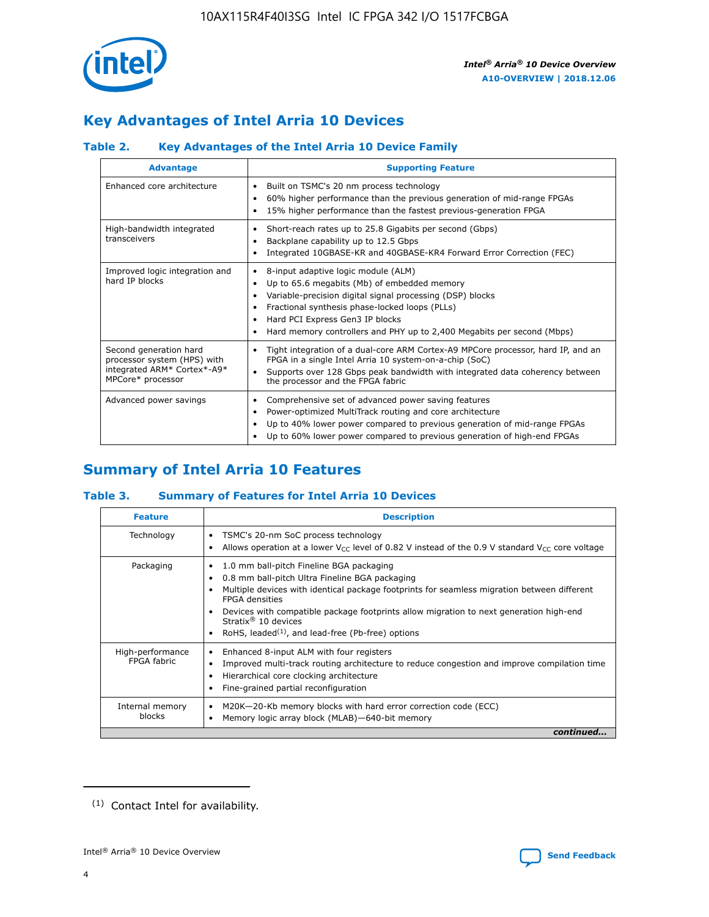## Key Advantages of Intel Arria 10 Devices

### Table 2. Key Advantages of the Intel Arria 10 Device Family

| Advantage | Supporting Feature |
| --- | --- |
| Enhanced core architecture | • Built on TSMC's 20 nm process technology<br>• 60% higher performance than the previous generation of mid-range FPGAs<br>• 15% higher performance than the fastest previous-generation FPGA |
| High-bandwidth integrated transceivers | • Short-reach rates up to 25.8 Gigabits per second (Gbps)<br>• Backplane capability up to 12.5 Gbps<br>• Integrated 10GBASE-KR and 40GBASE-KR4 Forward Error Correction (FEC) |
| Improved logic integration and hard IP blocks | • 8-input adaptive logic module (ALM)<br>• Up to 65.6 megabits (Mb) of embedded memory<br>• Variable-precision digital signal processing (DSP) blocks<br>• Fractional synthesis phase-locked loops (PLLs)<br>• Hard PCI Express Gen3 IP blocks<br>• Hard memory controllers and PHY up to 2,400 Megabits per second (Mbps) |
| Second generation hard processor system (HPS) with integrated ARM* Cortex*-A9* MPCore* processor | • Tight integration of a dual-core ARM Cortex-A9 MPCore processor, hard IP, and an FPGA in a single Intel Arria 10 system-on-a-chip (SoC)<br>• Supports over 128 Gbps peak bandwidth with integrated data coherency between the processor and the FPGA fabric |
| Advanced power savings | • Comprehensive set of advanced power saving features<br>• Power-optimized MultiTrack routing and core architecture<br>• Up to 40% lower power compared to previous generation of mid-range FPGAs<br>• Up to 60% lower power compared to previous generation of high-end FPGAs |

## Summary of Intel Arria 10 Features

### Table 3. Summary of Features for Intel Arria 10 Devices

| Feature | Description |
| --- | --- |
| Technology | • TSMC's 20-nm SoC process technology<br>• Allows operation at a lower $V_{CC}$ level of 0.82 V instead of the 0.9 V standard $V_{CC}$ core voltage |
| Packaging | • 1.0 mm ball-pitch Fineline BGA packaging<br>• 0.8 mm ball-pitch Ultra Fineline BGA packaging<br>• Multiple devices with identical package footprints for seamless migration between different FPGA densities<br>• Devices with compatible package footprints allow migration to next generation high-end Stratix® 10 devices<br>• RoHS, leaded[(1)], and lead-free (Pb-free) options |
| High-performance FPGA fabric | • Enhanced 8-input ALM with four registers<br>• Improved multi-track routing architecture to reduce congestion and improve compilation time<br>• Hierarchical core clocking architecture<br>• Fine-grained partial reconfiguration |
| Internal memory blocks | • M20K—20-Kb memory blocks with hard error correction code (ECC)<br>• Memory logic array block (MLAB)—640-bit memory |

*continued...*

(1) Contact Intel for availability.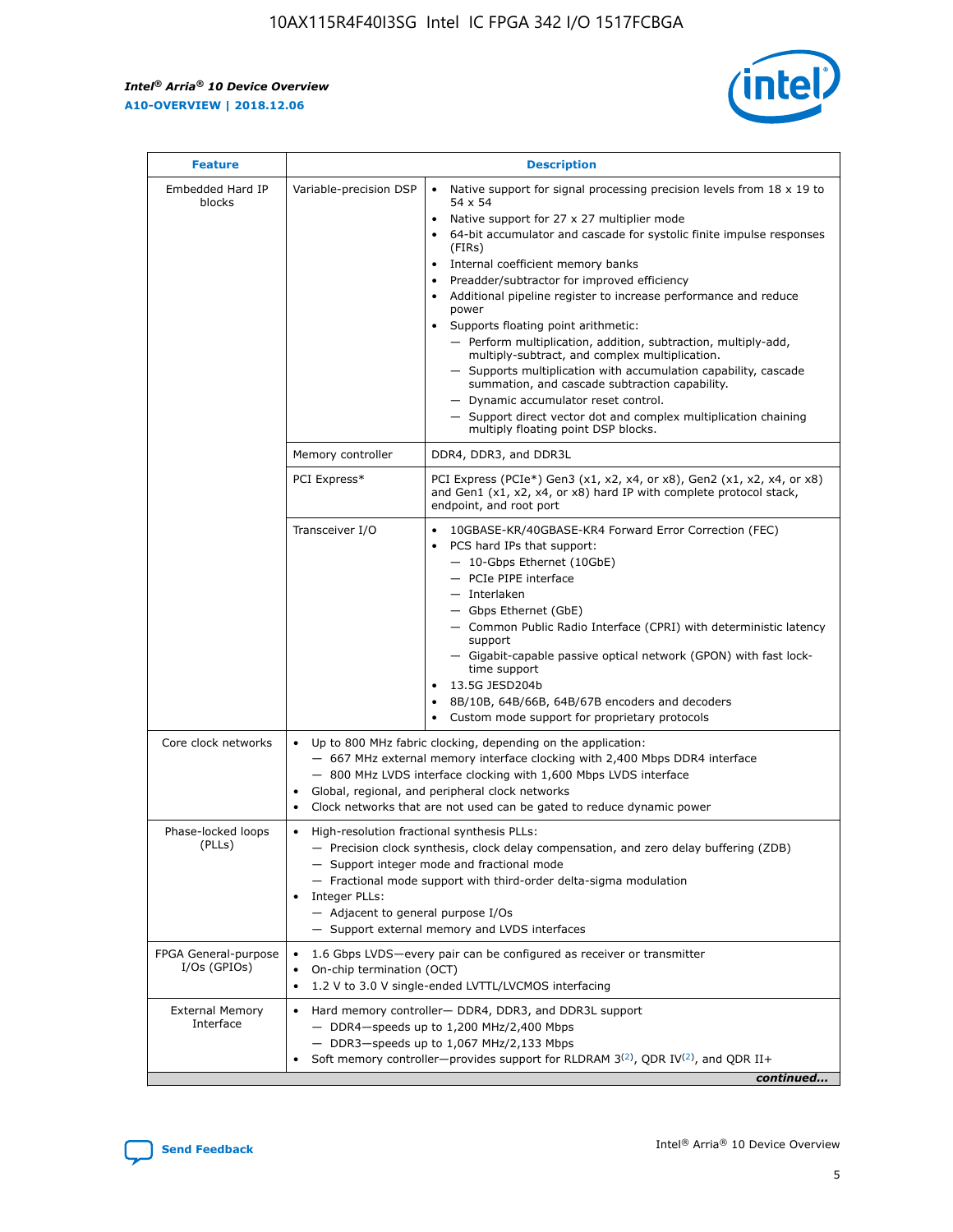| Feature | Description | |
|---|---|---|
| Embedded Hard IP blocks | Variable-precision DSP | • Native support for signal processing precision levels from 18 x 19 to 54 x 54<br>• Native support for 27 x 27 multiplier mode<br>• 64-bit accumulator and cascade for systolic finite impulse responses (FIRs)<br>• Internal coefficient memory banks<br>• Preadder/subtractor for improved efficiency<br>• Additional pipeline register to increase performance and reduce power<br>• Supports floating point arithmetic:<br>— Perform multiplication, addition, subtraction, multiply-add, multiply-subtract, and complex multiplication.<br>— Supports multiplication with accumulation capability, cascade summation, and cascade subtraction capability.<br>— Dynamic accumulator reset control.<br>— Support direct vector dot and complex multiplication chaining multiply floating point DSP blocks. |
| | Memory controller | DDR4, DDR3, and DDR3L |
| | PCI Express* | PCI Express (PCIe*) Gen3 (x1, x2, x4, or x8), Gen2 (x1, x2, x4, or x8) and Gen1 (x1, x2, x4, or x8) hard IP with complete protocol stack, endpoint, and root port |
| | Transceiver I/O | • 10GBASE-KR/40GBASE-KR4 Forward Error Correction (FEC)<br>• PCS hard IPs that support:<br>— 10-Gbps Ethernet (10GbE)<br>— PCIe PIPE interface<br>— Interlaken<br>— Gbps Ethernet (GbE)<br>— Common Public Radio Interface (CPRI) with deterministic latency support<br>— Gigabit-capable passive optical network (GPON) with fast lock-time support<br>• 13.5G JESD204b<br>• 8B/10B, 64B/66B, 64B/67B encoders and decoders<br>• Custom mode support for proprietary protocols |
| Core clock networks | • Up to 800 MHz fabric clocking, depending on the application:<br>— 667 MHz external memory interface clocking with 2,400 Mbps DDR4 interface<br>— 800 MHz LVDS interface clocking with 1,600 Mbps LVDS interface<br>• Global, regional, and peripheral clock networks<br>• Clock networks that are not used can be gated to reduce dynamic power | |
| Phase-locked loops (PLLs) | • High-resolution fractional synthesis PLLs:<br>— Precision clock synthesis, clock delay compensation, and zero delay buffering (ZDB)<br>— Support integer mode and fractional mode<br>— Fractional mode support with third-order delta-sigma modulation<br>• Integer PLLs:<br>— Adjacent to general purpose I/Os<br>— Support external memory and LVDS interfaces | |
| FPGA General-purpose I/Os (GPIOs) | • 1.6 Gbps LVDS—every pair can be configured as receiver or transmitter<br>• On-chip termination (OCT)<br>• 1.2 V to 3.0 V single-ended LVTTL/LVCMOS interfacing | |
| External Memory Interface | • Hard memory controller— DDR4, DDR3, and DDR3L support<br>— DDR4—speeds up to 1,200 MHz/2,400 Mbps<br>— DDR3—speeds up to 1,067 MHz/2,133 Mbps<br>• Soft memory controller—provides support for RLDRAM 3[(2)], QDR IV[(2)], and QDR II+ | |

*continued...*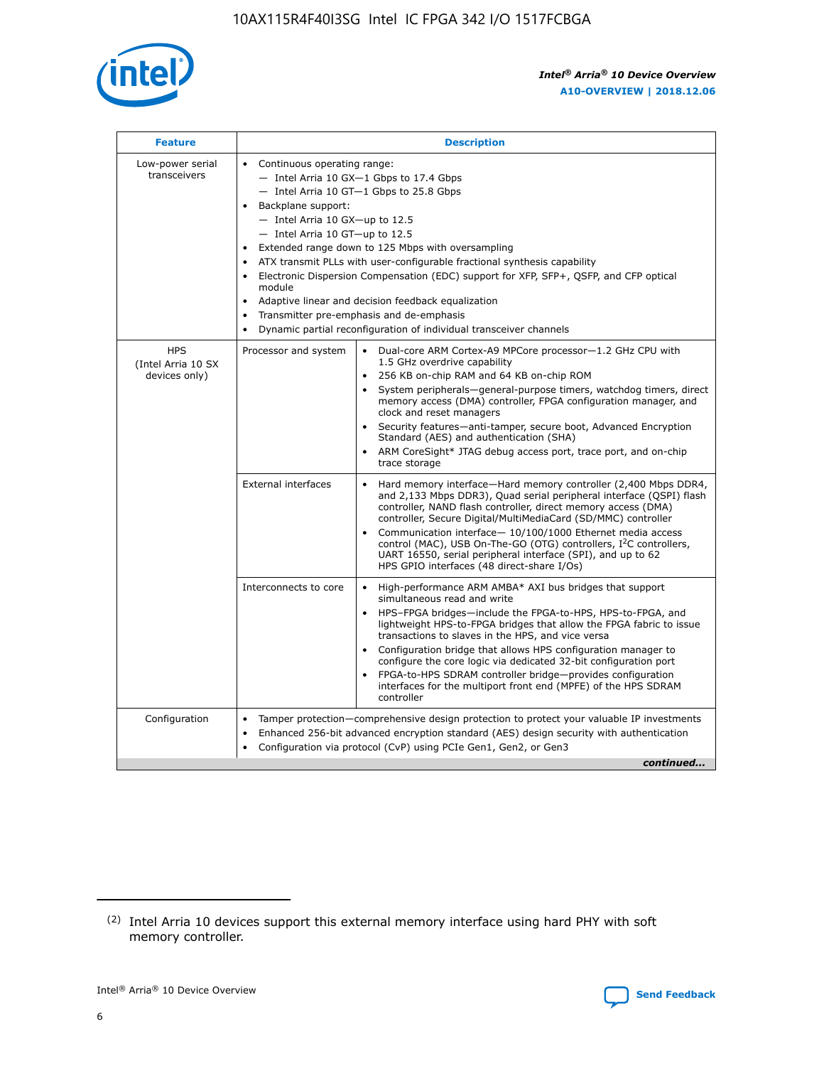| Feature | Description | |
|---|---|---|
| Low-power serial transceivers | • Continuous operating range:<br>— Intel Arria 10 GX—1 Gbps to 17.4 Gbps<br>— Intel Arria 10 GT—1 Gbps to 25.8 Gbps<br>• Backplane support:<br>— Intel Arria 10 GX—up to 12.5<br>— Intel Arria 10 GT—up to 12.5<br>• Extended range down to 125 Mbps with oversampling<br>• ATX transmit PLLs with user-configurable fractional synthesis capability<br>• Electronic Dispersion Compensation (EDC) support for XFP, SFP+, QSFP, and CFP optical module<br>• Adaptive linear and decision feedback equalization<br>• Transmitter pre-emphasis and de-emphasis<br>• Dynamic partial reconfiguration of individual transceiver channels | |
| HPS (Intel Arria 10 SX devices only) | Processor and system | • Dual-core ARM Cortex-A9 MPCore processor—1.2 GHz CPU with 1.5 GHz overdrive capability<br>• 256 KB on-chip RAM and 64 KB on-chip ROM<br>• System peripherals—general-purpose timers, watchdog timers, direct memory access (DMA) controller, FPGA configuration manager, and clock and reset managers<br>• Security features—anti-tamper, secure boot, Advanced Encryption Standard (AES) and authentication (SHA)<br>• ARM CoreSight* JTAG debug access port, trace port, and on-chip trace storage |
| | External interfaces | • Hard memory interface—Hard memory controller (2,400 Mbps DDR4, and 2,133 Mbps DDR3), Quad serial peripheral interface (QSPI) flash controller, NAND flash controller, direct memory access (DMA) controller, Secure Digital/MultiMediaCard (SD/MMC) controller<br>• Communication interface— 10/100/1000 Ethernet media access control (MAC), USB On-The-GO (OTG) controllers, I²C controllers, UART 16550, serial peripheral interface (SPI), and up to 62 HPS GPIO interfaces (48 direct-share I/Os) |
| | Interconnects to core | • High-performance ARM AMBA* AXI bus bridges that support simultaneous read and write<br>• HPS–FPGA bridges—include the FPGA-to-HPS, HPS-to-FPGA, and lightweight HPS-to-FPGA bridges that allow the FPGA fabric to issue transactions to slaves in the HPS, and vice versa<br>• Configuration bridge that allows HPS configuration manager to configure the core logic via dedicated 32-bit configuration port<br>• FPGA-to-HPS SDRAM controller bridge—provides configuration interfaces for the multiport front end (MPFE) of the HPS SDRAM controller |
| Configuration | • Tamper protection—comprehensive design protection to protect your valuable IP investments<br>• Enhanced 256-bit advanced encryption standard (AES) design security with authentication<br>• Configuration via protocol (CvP) using PCIe Gen1, Gen2, or Gen3 | |

*continued...*

(2) Intel Arria 10 devices support this external memory interface using hard PHY with soft memory controller.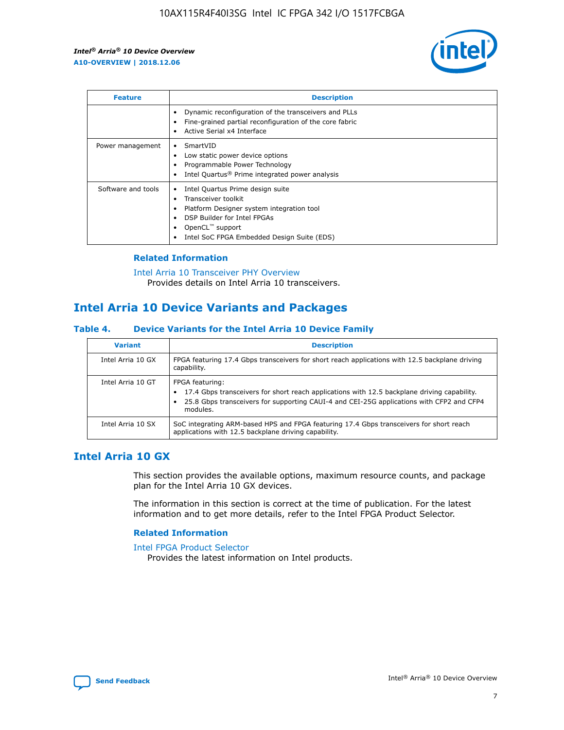| Feature | Description |
| --- | --- |
|  | • Dynamic reconfiguration of the transceivers and PLLs<br>• Fine-grained partial reconfiguration of the core fabric<br>• Active Serial x4 Interface |
| Power management | • SmartVID<br>• Low static power device options<br>• Programmable Power Technology<br>• Intel Quartus® Prime integrated power analysis |
| Software and tools | • Intel Quartus Prime design suite<br>• Transceiver toolkit<br>• Platform Designer system integration tool<br>• DSP Builder for Intel FPGAs<br>• OpenCL™ support<br>• Intel SoC FPGA Embedded Design Suite (EDS) |

### Related Information

Intel Arria 10 Transceiver PHY Overview
Provides details on Intel Arria 10 transceivers.

## Intel Arria 10 Device Variants and Packages

### Table 4. Device Variants for the Intel Arria 10 Device Family

| Variant | Description |
| --- | --- |
| Intel Arria 10 GX | FPGA featuring 17.4 Gbps transceivers for short reach applications with 12.5 backplane driving capability. |
| Intel Arria 10 GT | FPGA featuring:<br>• 17.4 Gbps transceivers for short reach applications with 12.5 backplane driving capability.<br>• 25.8 Gbps transceivers for supporting CAUI-4 and CEI-25G applications with CFP2 and CFP4 modules. |
| Intel Arria 10 SX | SoC integrating ARM-based HPS and FPGA featuring 17.4 Gbps transceivers for short reach applications with 12.5 backplane driving capability. |

## Intel Arria 10 GX

This section provides the available options, maximum resource counts, and package plan for the Intel Arria 10 GX devices.

The information in this section is correct at the time of publication. For the latest information and to get more details, refer to the Intel FPGA Product Selector.

### Related Information

Intel FPGA Product Selector
Provides the latest information on Intel products.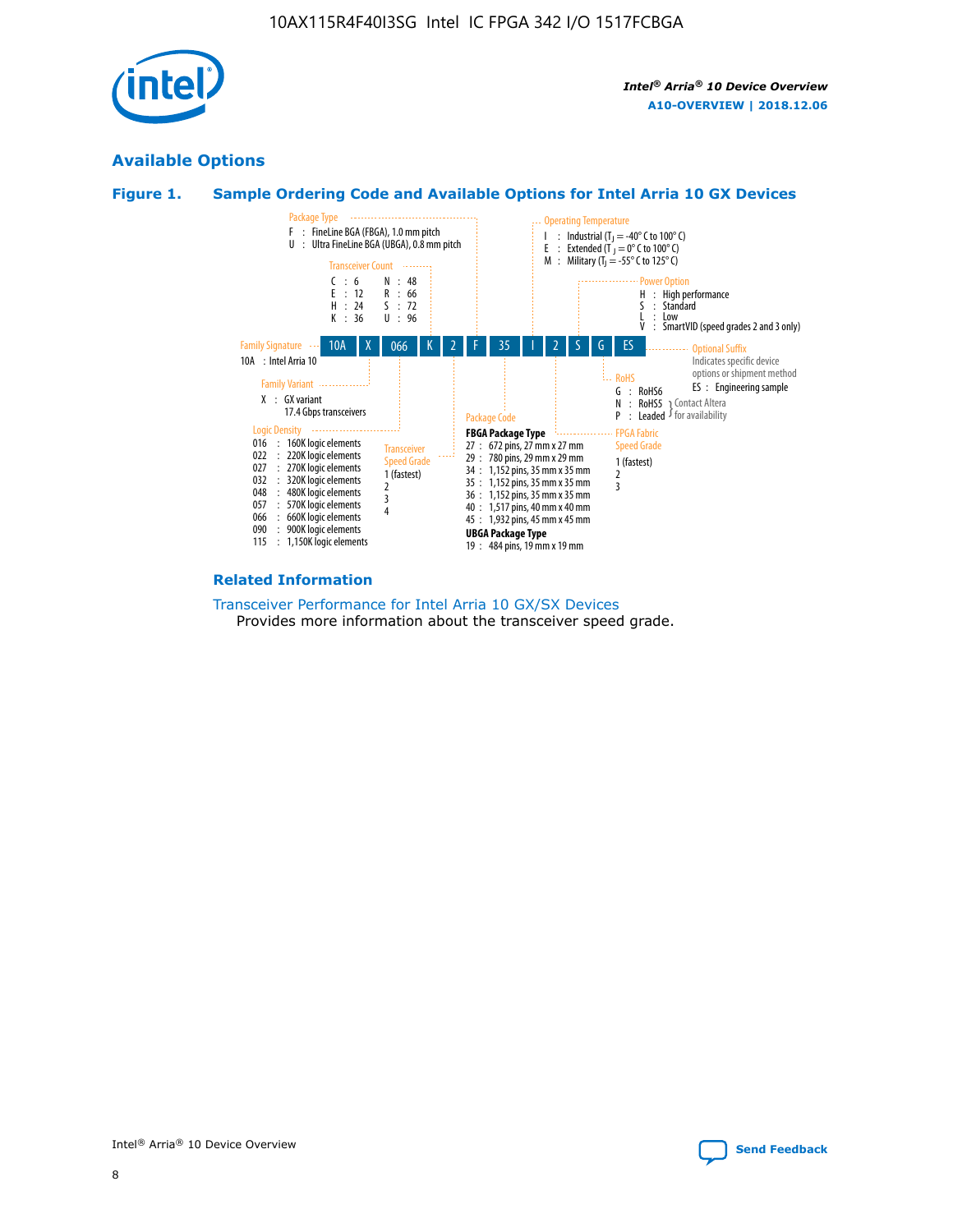## Available Options

### Figure 1. Sample Ordering Code and Available Options for Intel Arria 10 GX Devices

10A | X | 066 | K | 2 | F | 35 | I | 2 | S | G | ES

Family Signature
10A : Intel Arria 10

Family Variant
X : GX variant
17.4 Gbps transceivers

Logic Density
016 : 160K logic elements
022 : 220K logic elements
027 : 270K logic elements
032 : 320K logic elements
048 : 480K logic elements
057 : 570K logic elements
066 : 660K logic elements
090 : 900K logic elements
115 : 1,150K logic elements

Transceiver Count
C : 6
E : 12
H : 24
K : 36
N : 48
R : 66
S : 72
U : 96

Transceiver Speed Grade
1 (fastest)
2
3
4

Package Type
F : FineLine BGA (FBGA), 1.0 mm pitch
U : Ultra FineLine BGA (UBGA), 0.8 mm pitch

Package Code
**FBGA Package Type**
27 : 672 pins, 27 mm x 27 mm
29 : 780 pins, 29 mm x 29 mm
34 : 1,152 pins, 35 mm x 35 mm
35 : 1,152 pins, 35 mm x 35 mm
36 : 1,152 pins, 35 mm x 35 mm
40 : 1,517 pins, 40 mm x 40 mm
45 : 1,932 pins, 45 mm x 45 mm
**UBGA Package Type**
19 : 484 pins, 19 mm x 19 mm

Operating Temperature
I : Industrial ($T_J$ = -40° C to 100° C)
E : Extended ($T_J$ = 0° C to 100° C)
M : Military ($T_J$ = -55° C to 125° C)

FPGA Fabric Speed Grade
1 (fastest)
2
3

Power Option
H : High performance
S : Standard
L : Low
V : SmartVID (speed grades 2 and 3 only)

RoHS
G : RoHS6
N : RoHS5
P : Leaded
} Contact Altera for availability

Optional Suffix
Indicates specific device options or shipment method
ES : Engineering sample

### Related Information

Transceiver Performance for Intel Arria 10 GX/SX Devices
Provides more information about the transceiver speed grade.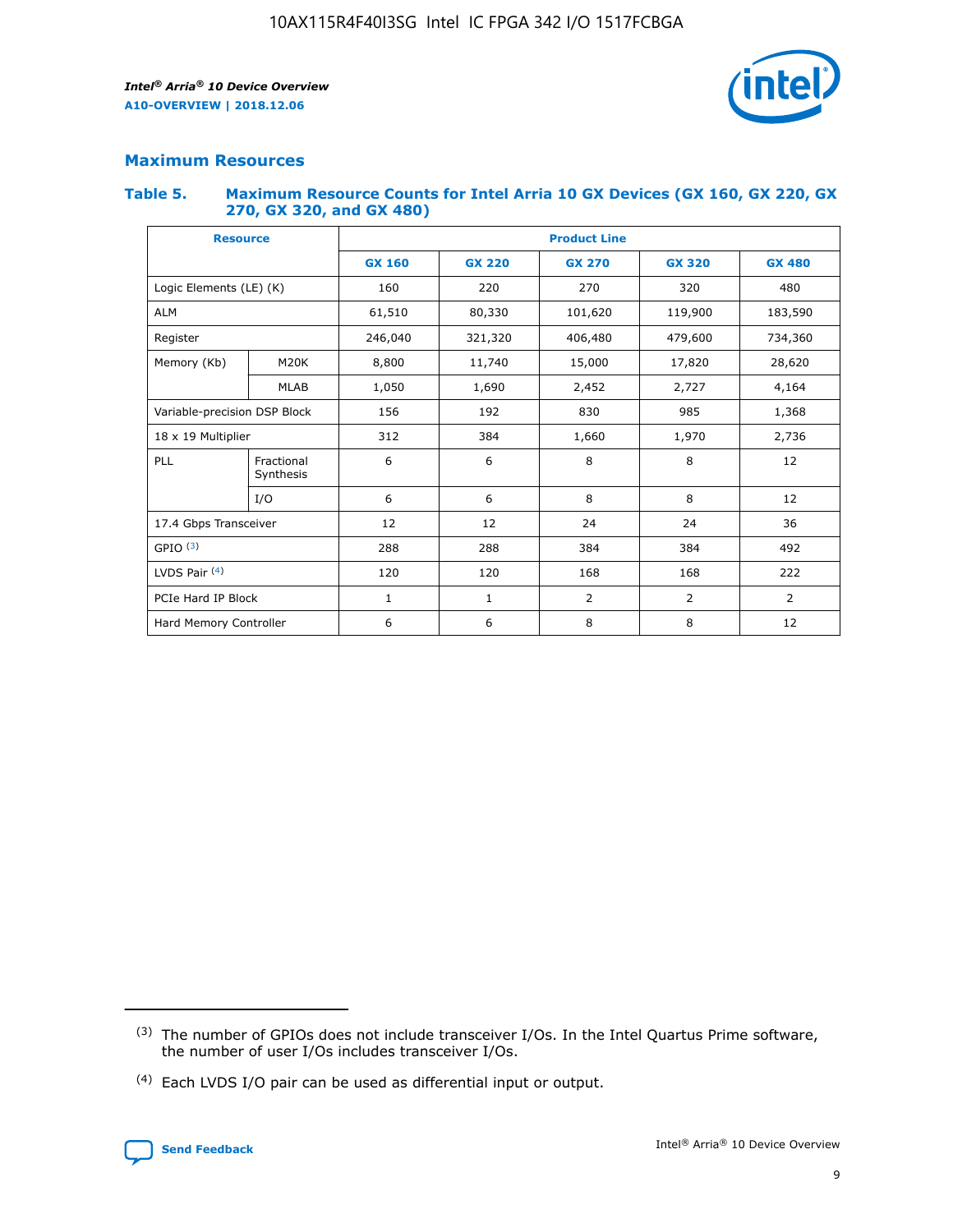## Maximum Resources

### Table 5. Maximum Resource Counts for Intel Arria 10 GX Devices (GX 160, GX 220, GX 270, GX 320, and GX 480)

| Resource | | Product Line | | | | |
|---|---|---|---|---|---|---|
| | | GX 160 | GX 220 | GX 270 | GX 320 | GX 480 |
| Logic Elements (LE) (K) | | 160 | 220 | 270 | 320 | 480 |
| ALM | | 61,510 | 80,330 | 101,620 | 119,900 | 183,590 |
| Register | | 246,040 | 321,320 | 406,480 | 479,600 | 734,360 |
| Memory (Kb) | M20K | 8,800 | 11,740 | 15,000 | 17,820 | 28,620 |
| | MLAB | 1,050 | 1,690 | 2,452 | 2,727 | 4,164 |
| Variable-precision DSP Block | | 156 | 192 | 830 | 985 | 1,368 |
| 18 x 19 Multiplier | | 312 | 384 | 1,660 | 1,970 | 2,736 |
| PLL | Fractional Synthesis | 6 | 6 | 8 | 8 | 12 |
| | I/O | 6 | 6 | 8 | 8 | 12 |
| 17.4 Gbps Transceiver | | 12 | 12 | 24 | 24 | 36 |
| GPIO [(3)] | | 288 | 288 | 384 | 384 | 492 |
| LVDS Pair [(4)] | | 120 | 120 | 168 | 168 | 222 |
| PCIe Hard IP Block | | 1 | 1 | 2 | 2 | 2 |
| Hard Memory Controller | | 6 | 6 | 8 | 8 | 12 |

(3) The number of GPIOs does not include transceiver I/Os. In the Intel Quartus Prime software, the number of user I/Os includes transceiver I/Os.

(4) Each LVDS I/O pair can be used as differential input or output.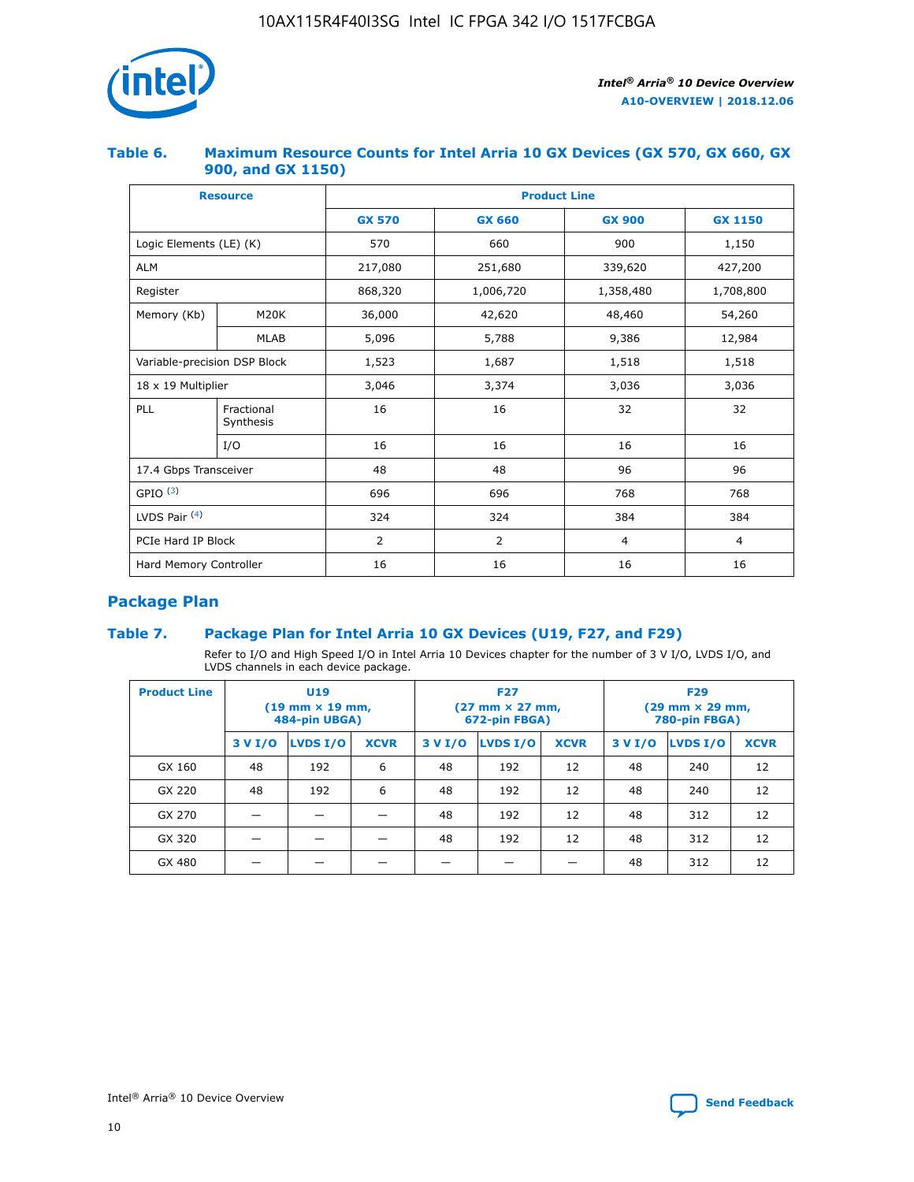### Table 6. Maximum Resource Counts for Intel Arria 10 GX Devices (GX 570, GX 660, GX 900, and GX 1150)

| Resource | | Product Line | | | |
|---|---|---|---|---|---|
| | | GX 570 | GX 660 | GX 900 | GX 1150 |
| Logic Elements (LE) (K) | | 570 | 660 | 900 | 1,150 |
| ALM | | 217,080 | 251,680 | 339,620 | 427,200 |
| Register | | 868,320 | 1,006,720 | 1,358,480 | 1,708,800 |
| Memory (Kb) | M20K | 36,000 | 42,620 | 48,460 | 54,260 |
| | MLAB | 5,096 | 5,788 | 9,386 | 12,984 |
| Variable-precision DSP Block | | 1,523 | 1,687 | 1,518 | 1,518 |
| 18 x 19 Multiplier | | 3,046 | 3,374 | 3,036 | 3,036 |
| PLL | Fractional Synthesis | 16 | 16 | 32 | 32 |
| | I/O | 16 | 16 | 16 | 16 |
| 17.4 Gbps Transceiver | | 48 | 48 | 96 | 96 |
| GPIO [(3)] | | 696 | 696 | 768 | 768 |
| LVDS Pair [(4)] | | 324 | 324 | 384 | 384 |
| PCIe Hard IP Block | | 2 | 2 | 4 | 4 |
| Hard Memory Controller | | 16 | 16 | 16 | 16 |

## Package Plan

### Table 7. Package Plan for Intel Arria 10 GX Devices (U19, F27, and F29)

Refer to I/O and High Speed I/O in Intel Arria 10 Devices chapter for the number of 3 V I/O, LVDS I/O, and LVDS channels in each device package.

| Product Line | U19 (19 mm × 19 mm, 484-pin UBGA) | | | F27 (27 mm × 27 mm, 672-pin FBGA) | | | F29 (29 mm × 29 mm, 780-pin FBGA) | | |
|---|---|---|---|---|---|---|---|---|---|
| | 3 V I/O | LVDS I/O | XCVR | 3 V I/O | LVDS I/O | XCVR | 3 V I/O | LVDS I/O | XCVR |
| GX 160 | 48 | 192 | 6 | 48 | 192 | 12 | 48 | 240 | 12 |
| GX 220 | 48 | 192 | 6 | 48 | 192 | 12 | 48 | 240 | 12 |
| GX 270 | — | — | — | 48 | 192 | 12 | 48 | 312 | 12 |
| GX 320 | — | — | — | 48 | 192 | 12 | 48 | 312 | 12 |
| GX 480 | — | — | — | — | — | — | 48 | 312 | 12 |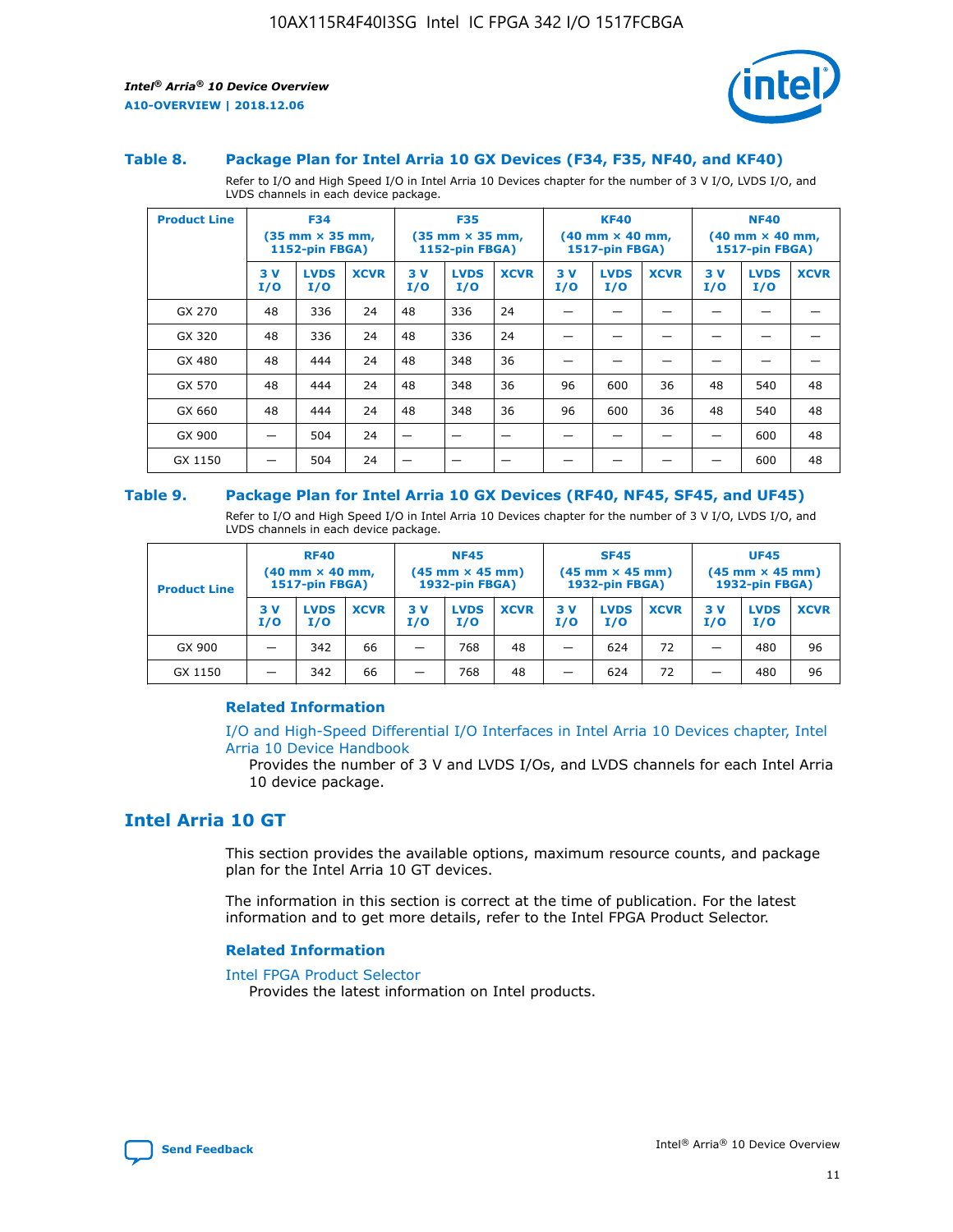### Table 8. Package Plan for Intel Arria 10 GX Devices (F34, F35, NF40, and KF40)

Refer to I/O and High Speed I/O in Intel Arria 10 Devices chapter for the number of 3 V I/O, LVDS I/O, and LVDS channels in each device package.

| Product Line | F34 (35 mm × 35 mm, 1152-pin FBGA) | | | F35 (35 mm × 35 mm, 1152-pin FBGA) | | | KF40 (40 mm × 40 mm, 1517-pin FBGA) | | | NF40 (40 mm × 40 mm, 1517-pin FBGA) | | |
|---|---|---|---|---|---|---|---|---|---|---|---|---|
| | 3 V I/O | LVDS I/O | XCVR | 3 V I/O | LVDS I/O | XCVR | 3 V I/O | LVDS I/O | XCVR | 3 V I/O | LVDS I/O | XCVR |
| GX 270 | 48 | 336 | 24 | 48 | 336 | 24 | — | — | — | — | — | — |
| GX 320 | 48 | 336 | 24 | 48 | 336 | 24 | — | — | — | — | — | — |
| GX 480 | 48 | 444 | 24 | 48 | 348 | 36 | — | — | — | — | — | — |
| GX 570 | 48 | 444 | 24 | 48 | 348 | 36 | 96 | 600 | 36 | 48 | 540 | 48 |
| GX 660 | 48 | 444 | 24 | 48 | 348 | 36 | 96 | 600 | 36 | 48 | 540 | 48 |
| GX 900 | — | 504 | 24 | — | — | — | — | — | — | — | 600 | 48 |
| GX 1150 | — | 504 | 24 | — | — | — | — | — | — | — | 600 | 48 |

### Table 9. Package Plan for Intel Arria 10 GX Devices (RF40, NF45, SF45, and UF45)

Refer to I/O and High Speed I/O in Intel Arria 10 Devices chapter for the number of 3 V I/O, LVDS I/O, and LVDS channels in each device package.

| Product Line | RF40 (40 mm × 40 mm, 1517-pin FBGA) | | | NF45 (45 mm × 45 mm) 1932-pin FBGA) | | | SF45 (45 mm × 45 mm) 1932-pin FBGA) | | | UF45 (45 mm × 45 mm) 1932-pin FBGA) | | |
|---|---|---|---|---|---|---|---|---|---|---|---|---|
| | 3 V I/O | LVDS I/O | XCVR | 3 V I/O | LVDS I/O | XCVR | 3 V I/O | LVDS I/O | XCVR | 3 V I/O | LVDS I/O | XCVR |
| GX 900 | — | 342 | 66 | — | 768 | 48 | — | 624 | 72 | — | 480 | 96 |
| GX 1150 | — | 342 | 66 | — | 768 | 48 | — | 624 | 72 | — | 480 | 96 |

#### Related Information

I/O and High-Speed Differential I/O Interfaces in Intel Arria 10 Devices chapter, Intel Arria 10 Device Handbook
Provides the number of 3 V and LVDS I/Os, and LVDS channels for each Intel Arria 10 device package.

## Intel Arria 10 GT

This section provides the available options, maximum resource counts, and package plan for the Intel Arria 10 GT devices.

The information in this section is correct at the time of publication. For the latest information and to get more details, refer to the Intel FPGA Product Selector.

#### Related Information

Intel FPGA Product Selector
Provides the latest information on Intel products.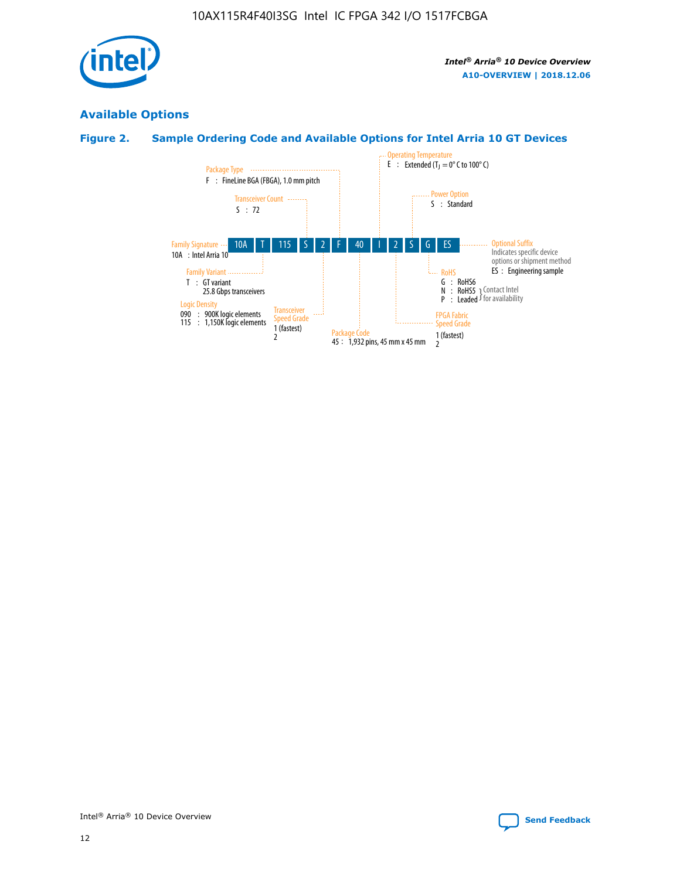## Available Options

### Figure 2. Sample Ordering Code and Available Options for Intel Arria 10 GT Devices

10A T 115 S 2 F 40 I 2 S G ES

Family Signature
10A : Intel Arria 10

Family Variant
T : GT variant
25.8 Gbps transceivers

Logic Density
090 : 900K logic elements
115 : 1,150K logic elements

Transceiver Count
S : 72

Transceiver Speed Grade
1 (fastest)
2

Package Type
F : FineLine BGA (FBGA), 1.0 mm pitch

Package Code
45 : 1,932 pins, 45 mm x 45 mm

Operating Temperature
E : Extended ($T_J$ = 0° C to 100° C)

FPGA Fabric Speed Grade
1 (fastest)
2

Power Option
S : Standard

RoHS
G : RoHS6
N : RoHS5
P : Leaded
(N, P: Contact Intel for availability)

Optional Suffix
Indicates specific device options or shipment method
ES : Engineering sample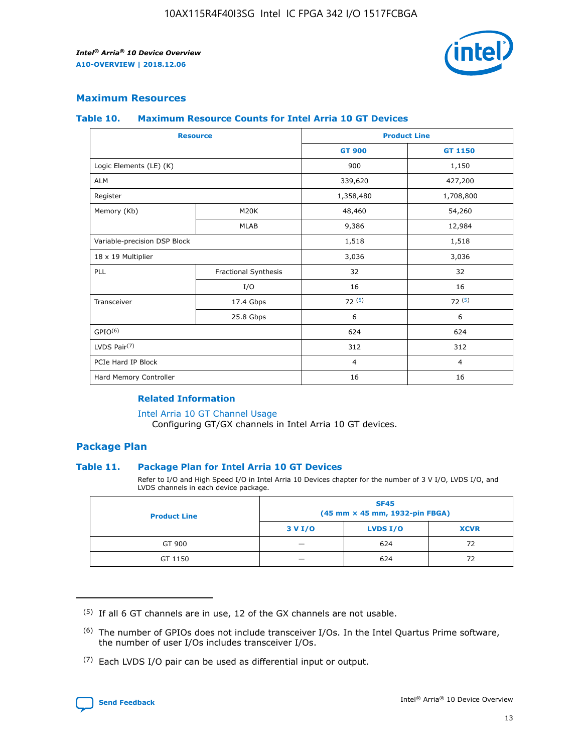## Maximum Resources

### Table 10. Maximum Resource Counts for Intel Arria 10 GT Devices

| Resource | | Product Line | |
|---|---|---|---|
| | | GT 900 | GT 1150 |
| Logic Elements (LE) (K) | | 900 | 1,150 |
| ALM | | 339,620 | 427,200 |
| Register | | 1,358,480 | 1,708,800 |
| Memory (Kb) | M20K | 48,460 | 54,260 |
| | MLAB | 9,386 | 12,984 |
| Variable-precision DSP Block | | 1,518 | 1,518 |
| 18 x 19 Multiplier | | 3,036 | 3,036 |
| PLL | Fractional Synthesis | 32 | 32 |
| | I/O | 16 | 16 |
| Transceiver | 17.4 Gbps | 72 (5) | 72 (5) |
| | 25.8 Gbps | 6 | 6 |
| GPIO(6) | | 624 | 624 |
| LVDS Pair(7) | | 312 | 312 |
| PCIe Hard IP Block | | 4 | 4 |
| Hard Memory Controller | | 16 | 16 |

### Related Information

Intel Arria 10 GT Channel Usage
Configuring GT/GX channels in Intel Arria 10 GT devices.

## Package Plan

### Table 11. Package Plan for Intel Arria 10 GT Devices

Refer to I/O and High Speed I/O in Intel Arria 10 Devices chapter for the number of 3 V I/O, LVDS I/O, and LVDS channels in each device package.

| Product Line | SF45 (45 mm × 45 mm, 1932-pin FBGA) | | |
|---|---|---|---|
| | 3 V I/O | LVDS I/O | XCVR |
| GT 900 | — | 624 | 72 |
| GT 1150 | — | 624 | 72 |

(5) If all 6 GT channels are in use, 12 of the GX channels are not usable.

(6) The number of GPIOs does not include transceiver I/Os. In the Intel Quartus Prime software, the number of user I/Os includes transceiver I/Os.

(7) Each LVDS I/O pair can be used as differential input or output.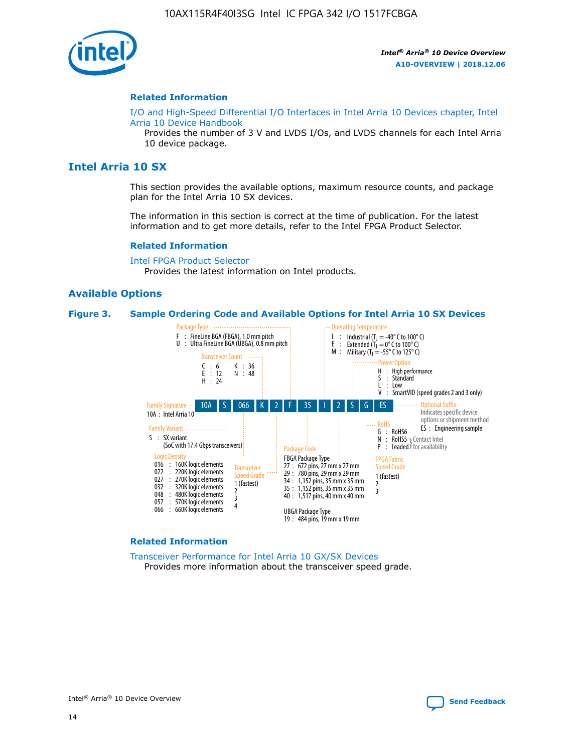## Related Information

I/O and High-Speed Differential I/O Interfaces in Intel Arria 10 Devices chapter, Intel Arria 10 Device Handbook

Provides the number of 3 V and LVDS I/Os, and LVDS channels for each Intel Arria 10 device package.

# Intel Arria 10 SX

This section provides the available options, maximum resource counts, and package plan for the Intel Arria 10 SX devices.

The information in this section is correct at the time of publication. For the latest information and to get more details, refer to the Intel FPGA Product Selector.

## Related Information

Intel FPGA Product Selector

Provides the latest information on Intel products.

## Available Options

**Figure 3. Sample Ordering Code and Available Options for Intel Arria 10 SX Devices**

10A | S | 066 | K | 2 | F | 35 | I | 2 | S | G | ES

**Family Signature**
- 10A : Intel Arria 10

**Family Variant**
- S : SX variant (SoC with 17.4 Gbps transceivers)

**Logic Density**
- 016 : 160K logic elements
- 022 : 220K logic elements
- 027 : 270K logic elements
- 032 : 320K logic elements
- 048 : 480K logic elements
- 057 : 570K logic elements
- 066 : 660K logic elements

**Transceiver Count**
- C : 6
- E : 12
- H : 24
- K : 36
- N : 48

**Transceiver Speed Grade**
- 1 (fastest)
- 2
- 3
- 4

**Package Type**
- F : FineLine BGA (FBGA), 1.0 mm pitch
- U : Ultra FineLine BGA (UBGA), 0.8 mm pitch

**Package Code**

FBGA Package Type
- 27 : 672 pins, 27 mm x 27 mm
- 29 : 780 pins, 29 mm x 29 mm
- 34 : 1,152 pins, 35 mm x 35 mm
- 35 : 1,152 pins, 35 mm x 35 mm
- 40 : 1,517 pins, 40 mm x 40 mm

UBGA Package Type
- 19 : 484 pins, 19 mm x 19 mm

**Operating Temperature**
- I : Industrial ($T_J$ = -40° C to 100° C)
- E : Extended ($T_J$ = 0° C to 100° C)
- M : Military ($T_J$ = -55° C to 125° C)

**FPGA Fabric Speed Grade**
- 1 (fastest)
- 2
- 3

**Power Option**
- H : High performance
- S : Standard
- L : Low
- V : SmartVID (speed grades 2 and 3 only)

**RoHS**
- G : RoHS6
- N : RoHS5 (Contact Intel for availability)
- P : Leaded (Contact Intel for availability)

**Optional Suffix**

Indicates specific device options or shipment method
- ES : Engineering sample

## Related Information

Transceiver Performance for Intel Arria 10 GX/SX Devices

Provides more information about the transceiver speed grade.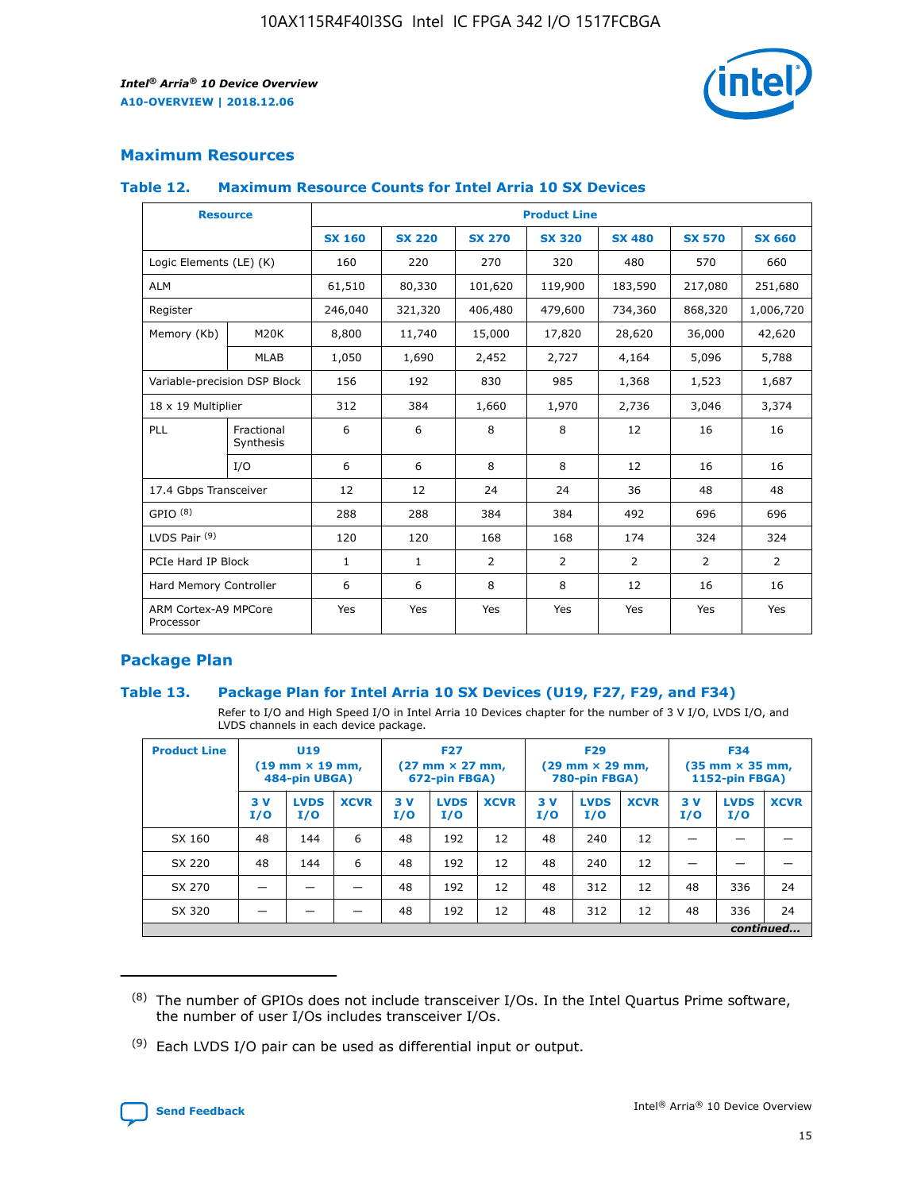## Maximum Resources

### Table 12. Maximum Resource Counts for Intel Arria 10 SX Devices

| Resource | | Product Line | | | | | | |
|---|---|---|---|---|---|---|---|---|
| | | SX 160 | SX 220 | SX 270 | SX 320 | SX 480 | SX 570 | SX 660 |
| Logic Elements (LE) (K) | | 160 | 220 | 270 | 320 | 480 | 570 | 660 |
| ALM | | 61,510 | 80,330 | 101,620 | 119,900 | 183,590 | 217,080 | 251,680 |
| Register | | 246,040 | 321,320 | 406,480 | 479,600 | 734,360 | 868,320 | 1,006,720 |
| Memory (Kb) | M20K | 8,800 | 11,740 | 15,000 | 17,820 | 28,620 | 36,000 | 42,620 |
| | MLAB | 1,050 | 1,690 | 2,452 | 2,727 | 4,164 | 5,096 | 5,788 |
| Variable-precision DSP Block | | 156 | 192 | 830 | 985 | 1,368 | 1,523 | 1,687 |
| 18 x 19 Multiplier | | 312 | 384 | 1,660 | 1,970 | 2,736 | 3,046 | 3,374 |
| PLL | Fractional Synthesis | 6 | 6 | 8 | 8 | 12 | 16 | 16 |
| | I/O | 6 | 6 | 8 | 8 | 12 | 16 | 16 |
| 17.4 Gbps Transceiver | | 12 | 12 | 24 | 24 | 36 | 48 | 48 |
| GPIO [8] | | 288 | 288 | 384 | 384 | 492 | 696 | 696 |
| LVDS Pair [9] | | 120 | 120 | 168 | 168 | 174 | 324 | 324 |
| PCIe Hard IP Block | | 1 | 1 | 2 | 2 | 2 | 2 | 2 |
| Hard Memory Controller | | 6 | 6 | 8 | 8 | 12 | 16 | 16 |
| ARM Cortex-A9 MPCore Processor | | Yes | Yes | Yes | Yes | Yes | Yes | Yes |

## Package Plan

### Table 13. Package Plan for Intel Arria 10 SX Devices (U19, F27, F29, and F34)

Refer to I/O and High Speed I/O in Intel Arria 10 Devices chapter for the number of 3 V I/O, LVDS I/O, and LVDS channels in each device package.

| Product Line | U19 (19 mm × 19 mm, 484-pin UBGA) | | | F27 (27 mm × 27 mm, 672-pin FBGA) | | | F29 (29 mm × 29 mm, 780-pin FBGA) | | | F34 (35 mm × 35 mm, 1152-pin FBGA) | | |
|---|---|---|---|---|---|---|---|---|---|---|---|---|
| | 3 V I/O | LVDS I/O | XCVR | 3 V I/O | LVDS I/O | XCVR | 3 V I/O | LVDS I/O | XCVR | 3 V I/O | LVDS I/O | XCVR |
| SX 160 | 48 | 144 | 6 | 48 | 192 | 12 | 48 | 240 | 12 | — | — | — |
| SX 220 | 48 | 144 | 6 | 48 | 192 | 12 | 48 | 240 | 12 | — | — | — |
| SX 270 | — | — | — | 48 | 192 | 12 | 48 | 312 | 12 | 48 | 336 | 24 |
| SX 320 | — | — | — | 48 | 192 | 12 | 48 | 312 | 12 | 48 | 336 | 24 |

*continued...*

(8) The number of GPIOs does not include transceiver I/Os. In the Intel Quartus Prime software, the number of user I/Os includes transceiver I/Os.

(9) Each LVDS I/O pair can be used as differential input or output.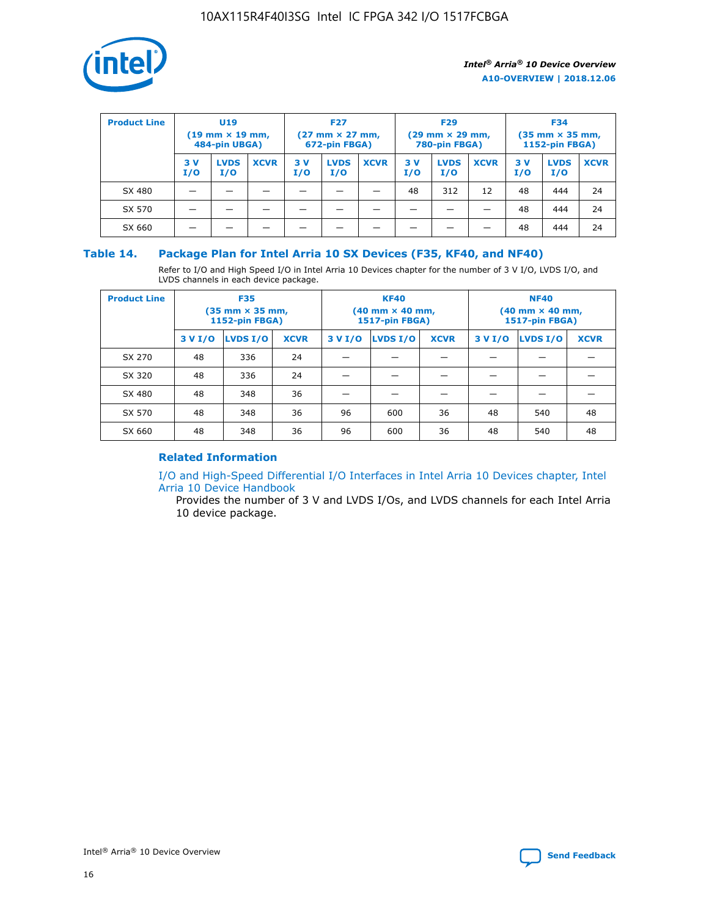| Product Line | U19 (19 mm × 19 mm, 484-pin UBGA) | | | F27 (27 mm × 27 mm, 672-pin FBGA) | | | F29 (29 mm × 29 mm, 780-pin FBGA) | | | F34 (35 mm × 35 mm, 1152-pin FBGA) | | |
|---|---|---|---|---|---|---|---|---|---|---|---|---|
| | 3 V I/O | LVDS I/O | XCVR | 3 V I/O | LVDS I/O | XCVR | 3 V I/O | LVDS I/O | XCVR | 3 V I/O | LVDS I/O | XCVR |
| SX 480 | — | — | — | — | — | — | 48 | 312 | 12 | 48 | 444 | 24 |
| SX 570 | — | — | — | — | — | — | — | — | — | 48 | 444 | 24 |
| SX 660 | — | — | — | — | — | — | — | — | — | 48 | 444 | 24 |

## Table 14. Package Plan for Intel Arria 10 SX Devices (F35, KF40, and NF40)

Refer to I/O and High Speed I/O in Intel Arria 10 Devices chapter for the number of 3 V I/O, LVDS I/O, and LVDS channels in each device package.

| Product Line | F35 (35 mm × 35 mm, 1152-pin FBGA) | | | KF40 (40 mm × 40 mm, 1517-pin FBGA) | | | NF40 (40 mm × 40 mm, 1517-pin FBGA) | | |
|---|---|---|---|---|---|---|---|---|---|
| | 3 V I/O | LVDS I/O | XCVR | 3 V I/O | LVDS I/O | XCVR | 3 V I/O | LVDS I/O | XCVR |
| SX 270 | 48 | 336 | 24 | — | — | — | — | — | — |
| SX 320 | 48 | 336 | 24 | — | — | — | — | — | — |
| SX 480 | 48 | 348 | 36 | — | — | — | — | — | — |
| SX 570 | 48 | 348 | 36 | 96 | 600 | 36 | 48 | 540 | 48 |
| SX 660 | 48 | 348 | 36 | 96 | 600 | 36 | 48 | 540 | 48 |

### Related Information

I/O and High-Speed Differential I/O Interfaces in Intel Arria 10 Devices chapter, Intel Arria 10 Device Handbook

Provides the number of 3 V and LVDS I/Os, and LVDS channels for each Intel Arria 10 device package.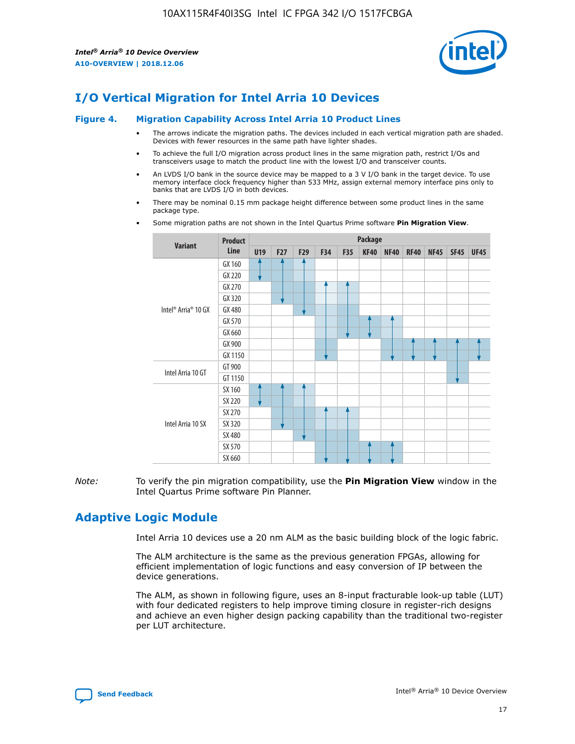# I/O Vertical Migration for Intel Arria 10 Devices

## Figure 4. Migration Capability Across Intel Arria 10 Product Lines

- The arrows indicate the migration paths. The devices included in each vertical migration path are shaded. Devices with fewer resources in the same path have lighter shades.
- To achieve the full I/O migration across product lines in the same migration path, restrict I/Os and transceivers usage to match the product line with the lowest I/O and transceiver counts.
- An LVDS I/O bank in the source device may be mapped to a 3 V I/O bank in the target device. To use memory interface clock frequency higher than 533 MHz, assign external memory interface pins only to banks that are LVDS I/O in both devices.
- There may be nominal 0.15 mm package height difference between some product lines in the same package type.
- Some migration paths are not shown in the Intel Quartus Prime software **Pin Migration View**.

Variant
Product Line
Package
U19
F27
F29
F34
F35
KF40
NF40
RF40
NF45
SF45
UF45
Intel® Arria® 10 GX
GX 160
GX 220
GX 270
GX 320
GX 480
GX 570
GX 660
GX 900
GX 1150
Intel Arria 10 GT
GT 900
GT 1150
Intel Arria 10 SX
SX 160
SX 220
SX 270
SX 320
SX 480
SX 570
SX 660

*Note:* To verify the pin migration compatibility, use the **Pin Migration View** window in the Intel Quartus Prime software Pin Planner.

# Adaptive Logic Module

Intel Arria 10 devices use a 20 nm ALM as the basic building block of the logic fabric.

The ALM architecture is the same as the previous generation FPGAs, allowing for efficient implementation of logic functions and easy conversion of IP between the device generations.

The ALM, as shown in following figure, uses an 8-input fracturable look-up table (LUT) with four dedicated registers to help improve timing closure in register-rich designs and achieve an even higher design packing capability than the traditional two-register per LUT architecture.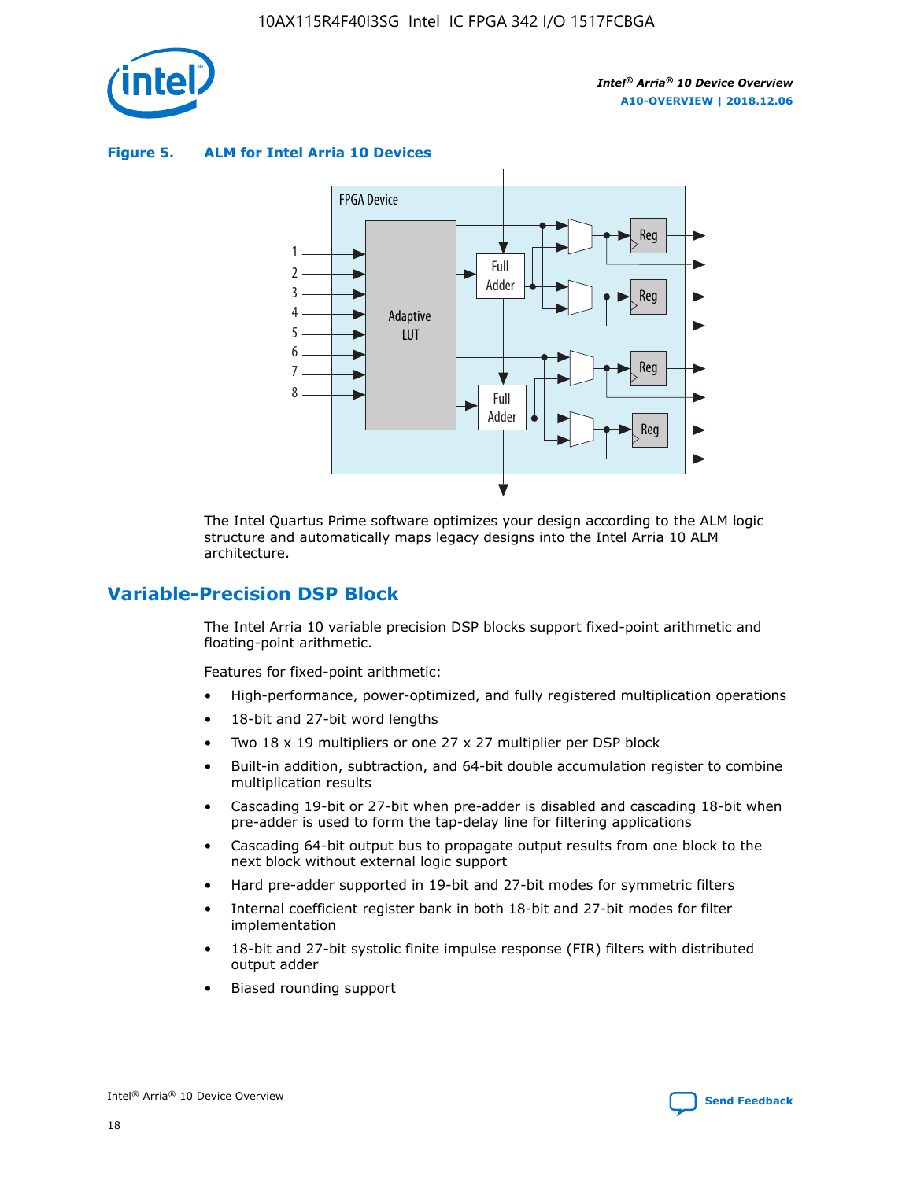**Figure 5. ALM for Intel Arria 10 Devices**

The Intel Quartus Prime software optimizes your design according to the ALM logic structure and automatically maps legacy designs into the Intel Arria 10 ALM architecture.

## Variable-Precision DSP Block

The Intel Arria 10 variable precision DSP blocks support fixed-point arithmetic and floating-point arithmetic.

Features for fixed-point arithmetic:

- High-performance, power-optimized, and fully registered multiplication operations
- 18-bit and 27-bit word lengths
- Two 18 x 19 multipliers or one 27 x 27 multiplier per DSP block
- Built-in addition, subtraction, and 64-bit double accumulation register to combine multiplication results
- Cascading 19-bit or 27-bit when pre-adder is disabled and cascading 18-bit when pre-adder is used to form the tap-delay line for filtering applications
- Cascading 64-bit output bus to propagate output results from one block to the next block without external logic support
- Hard pre-adder supported in 19-bit and 27-bit modes for symmetric filters
- Internal coefficient register bank in both 18-bit and 27-bit modes for filter implementation
- 18-bit and 27-bit systolic finite impulse response (FIR) filters with distributed output adder
- Biased rounding support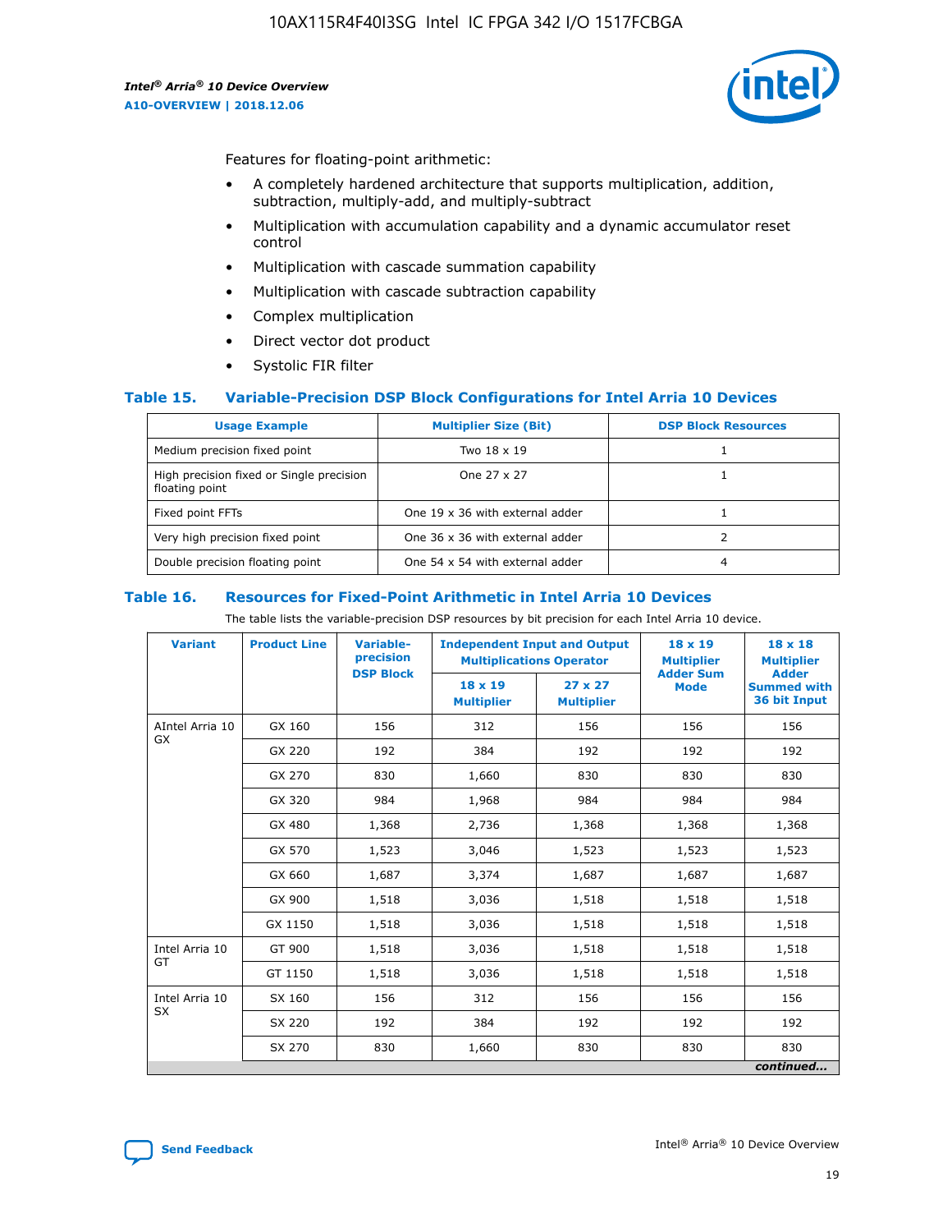Features for floating-point arithmetic:

- A completely hardened architecture that supports multiplication, addition, subtraction, multiply-add, and multiply-subtract
- Multiplication with accumulation capability and a dynamic accumulator reset control
- Multiplication with cascade summation capability
- Multiplication with cascade subtraction capability
- Complex multiplication
- Direct vector dot product
- Systolic FIR filter

### Table 15. Variable-Precision DSP Block Configurations for Intel Arria 10 Devices

| Usage Example | Multiplier Size (Bit) | DSP Block Resources |
|---|---|---|
| Medium precision fixed point | Two 18 x 19 | 1 |
| High precision fixed or Single precision floating point | One 27 x 27 | 1 |
| Fixed point FFTs | One 19 x 36 with external adder | 1 |
| Very high precision fixed point | One 36 x 36 with external adder | 2 |
| Double precision floating point | One 54 x 54 with external adder | 4 |

### Table 16. Resources for Fixed-Point Arithmetic in Intel Arria 10 Devices

The table lists the variable-precision DSP resources by bit precision for each Intel Arria 10 device.

| Variant | Product Line | Variable-precision DSP Block | Independent Input and Output Multiplications Operator | | 18 x 19 Multiplier Adder Sum Mode | 18 x 18 Multiplier Adder Summed with 36 bit Input |
|---|---|---|---|---|---|---|
| | | | 18 x 19 Multiplier | 27 x 27 Multiplier | | |
| AIntel Arria 10 GX | GX 160 | 156 | 312 | 156 | 156 | 156 |
| | GX 220 | 192 | 384 | 192 | 192 | 192 |
| | GX 270 | 830 | 1,660 | 830 | 830 | 830 |
| | GX 320 | 984 | 1,968 | 984 | 984 | 984 |
| | GX 480 | 1,368 | 2,736 | 1,368 | 1,368 | 1,368 |
| | GX 570 | 1,523 | 3,046 | 1,523 | 1,523 | 1,523 |
| | GX 660 | 1,687 | 3,374 | 1,687 | 1,687 | 1,687 |
| | GX 900 | 1,518 | 3,036 | 1,518 | 1,518 | 1,518 |
| | GX 1150 | 1,518 | 3,036 | 1,518 | 1,518 | 1,518 |
| Intel Arria 10 GT | GT 900 | 1,518 | 3,036 | 1,518 | 1,518 | 1,518 |
| | GT 1150 | 1,518 | 3,036 | 1,518 | 1,518 | 1,518 |
| Intel Arria 10 SX | SX 160 | 156 | 312 | 156 | 156 | 156 |
| | SX 220 | 192 | 384 | 192 | 192 | 192 |
| | SX 270 | 830 | 1,660 | 830 | 830 | 830 |

*continued...*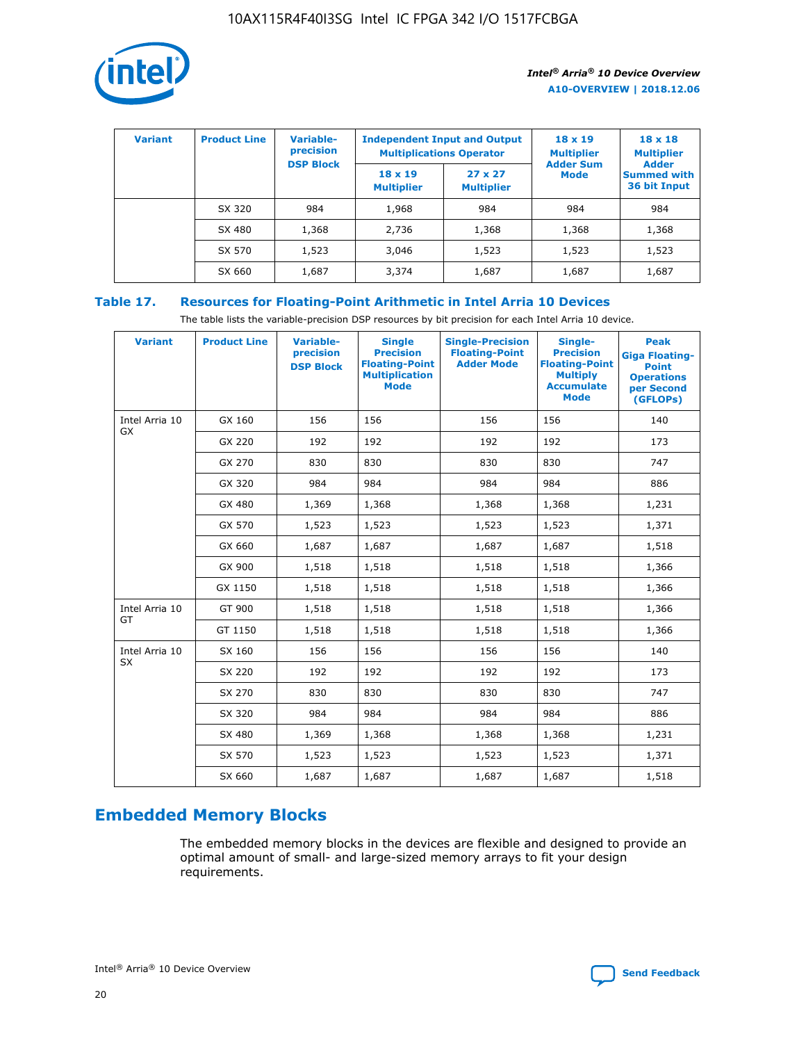| Variant | Product Line | Variable-precision DSP Block | Independent Input and Output Multiplications Operator | | 18 x 19 Multiplier Adder Sum Mode | 18 x 18 Multiplier Adder Summed with 36 bit Input |
|---|---|---|---|---|---|---|
| | | | 18 x 19 Multiplier | 27 x 27 Multiplier | | |
| | SX 320 | 984 | 1,968 | 984 | 984 | 984 |
| | SX 480 | 1,368 | 2,736 | 1,368 | 1,368 | 1,368 |
| | SX 570 | 1,523 | 3,046 | 1,523 | 1,523 | 1,523 |
| | SX 660 | 1,687 | 3,374 | 1,687 | 1,687 | 1,687 |

**Table 17. Resources for Floating-Point Arithmetic in Intel Arria 10 Devices**

The table lists the variable-precision DSP resources by bit precision for each Intel Arria 10 device.

| Variant | Product Line | Variable-precision DSP Block | Single Precision Floating-Point Multiplication Mode | Single-Precision Floating-Point Adder Mode | Single-Precision Floating-Point Multiply Accumulate Mode | Peak Giga Floating-Point Operations per Second (GFLOPs) |
|---|---|---|---|---|---|---|
| Intel Arria 10 GX | GX 160 | 156 | 156 | 156 | 156 | 140 |
| | GX 220 | 192 | 192 | 192 | 192 | 173 |
| | GX 270 | 830 | 830 | 830 | 830 | 747 |
| | GX 320 | 984 | 984 | 984 | 984 | 886 |
| | GX 480 | 1,369 | 1,368 | 1,368 | 1,368 | 1,231 |
| | GX 570 | 1,523 | 1,523 | 1,523 | 1,523 | 1,371 |
| | GX 660 | 1,687 | 1,687 | 1,687 | 1,687 | 1,518 |
| | GX 900 | 1,518 | 1,518 | 1,518 | 1,518 | 1,366 |
| | GX 1150 | 1,518 | 1,518 | 1,518 | 1,518 | 1,366 |
| Intel Arria 10 GT | GT 900 | 1,518 | 1,518 | 1,518 | 1,518 | 1,366 |
| | GT 1150 | 1,518 | 1,518 | 1,518 | 1,518 | 1,366 |
| Intel Arria 10 SX | SX 160 | 156 | 156 | 156 | 156 | 140 |
| | SX 220 | 192 | 192 | 192 | 192 | 173 |
| | SX 270 | 830 | 830 | 830 | 830 | 747 |
| | SX 320 | 984 | 984 | 984 | 984 | 886 |
| | SX 480 | 1,369 | 1,368 | 1,368 | 1,368 | 1,231 |
| | SX 570 | 1,523 | 1,523 | 1,523 | 1,523 | 1,371 |
| | SX 660 | 1,687 | 1,687 | 1,687 | 1,687 | 1,518 |

## Embedded Memory Blocks

The embedded memory blocks in the devices are flexible and designed to provide an optimal amount of small- and large-sized memory arrays to fit your design requirements.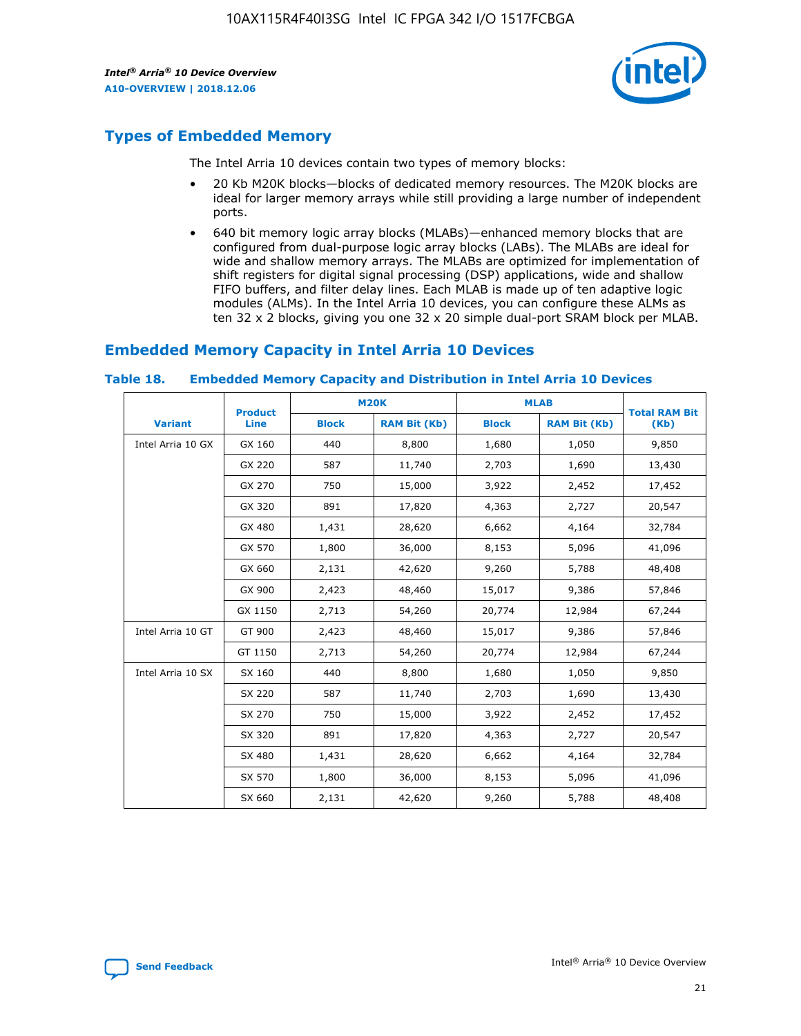## Types of Embedded Memory

The Intel Arria 10 devices contain two types of memory blocks:

- 20 Kb M20K blocks—blocks of dedicated memory resources. The M20K blocks are ideal for larger memory arrays while still providing a large number of independent ports.
- 640 bit memory logic array blocks (MLABs)—enhanced memory blocks that are configured from dual-purpose logic array blocks (LABs). The MLABs are ideal for wide and shallow memory arrays. The MLABs are optimized for implementation of shift registers for digital signal processing (DSP) applications, wide and shallow FIFO buffers, and filter delay lines. Each MLAB is made up of ten adaptive logic modules (ALMs). In the Intel Arria 10 devices, you can configure these ALMs as ten 32 x 2 blocks, giving you one 32 x 20 simple dual-port SRAM block per MLAB.

## Embedded Memory Capacity in Intel Arria 10 Devices

### Table 18. Embedded Memory Capacity and Distribution in Intel Arria 10 Devices

| Variant | Product Line | M20K | | MLAB | | Total RAM Bit (Kb) |
|---|---|---|---|---|---|---|
| | | Block | RAM Bit (Kb) | Block | RAM Bit (Kb) | |
| Intel Arria 10 GX | GX 160 | 440 | 8,800 | 1,680 | 1,050 | 9,850 |
| | GX 220 | 587 | 11,740 | 2,703 | 1,690 | 13,430 |
| | GX 270 | 750 | 15,000 | 3,922 | 2,452 | 17,452 |
| | GX 320 | 891 | 17,820 | 4,363 | 2,727 | 20,547 |
| | GX 480 | 1,431 | 28,620 | 6,662 | 4,164 | 32,784 |
| | GX 570 | 1,800 | 36,000 | 8,153 | 5,096 | 41,096 |
| | GX 660 | 2,131 | 42,620 | 9,260 | 5,788 | 48,408 |
| | GX 900 | 2,423 | 48,460 | 15,017 | 9,386 | 57,846 |
| | GX 1150 | 2,713 | 54,260 | 20,774 | 12,984 | 67,244 |
| Intel Arria 10 GT | GT 900 | 2,423 | 48,460 | 15,017 | 9,386 | 57,846 |
| | GT 1150 | 2,713 | 54,260 | 20,774 | 12,984 | 67,244 |
| Intel Arria 10 SX | SX 160 | 440 | 8,800 | 1,680 | 1,050 | 9,850 |
| | SX 220 | 587 | 11,740 | 2,703 | 1,690 | 13,430 |
| | SX 270 | 750 | 15,000 | 3,922 | 2,452 | 17,452 |
| | SX 320 | 891 | 17,820 | 4,363 | 2,727 | 20,547 |
| | SX 480 | 1,431 | 28,620 | 6,662 | 4,164 | 32,784 |
| | SX 570 | 1,800 | 36,000 | 8,153 | 5,096 | 41,096 |
| | SX 660 | 2,131 | 42,620 | 9,260 | 5,788 | 48,408 |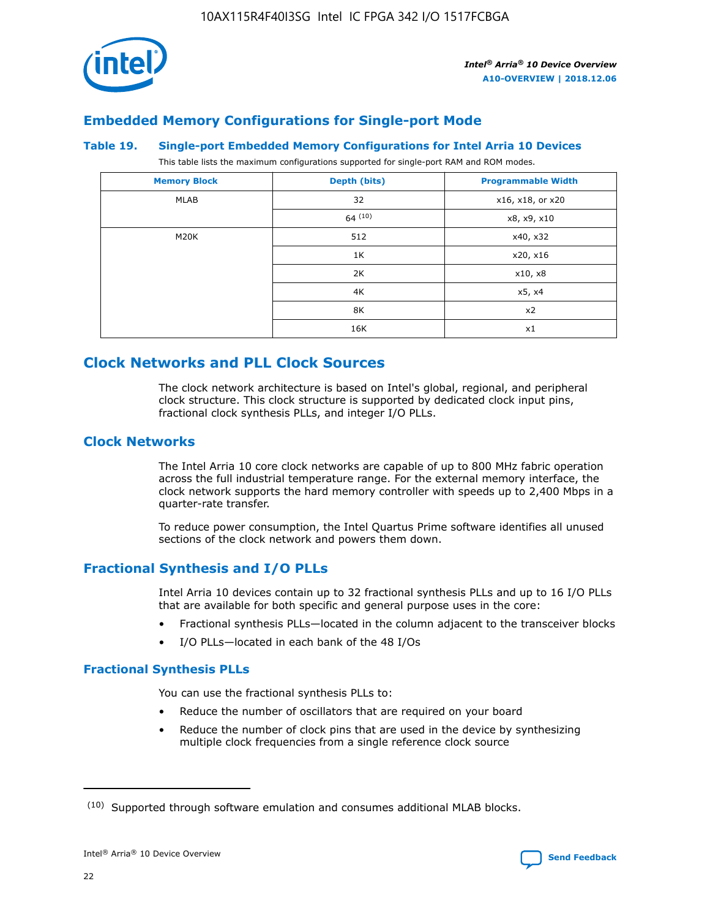## Embedded Memory Configurations for Single-port Mode

**Table 19. Single-port Embedded Memory Configurations for Intel Arria 10 Devices**

This table lists the maximum configurations supported for single-port RAM and ROM modes.

| Memory Block | Depth (bits) | Programmable Width |
|---|---|---|
| MLAB | 32 | x16, x18, or x20 |
| | 64 (10) | x8, x9, x10 |
| M20K | 512 | x40, x32 |
| | 1K | x20, x16 |
| | 2K | x10, x8 |
| | 4K | x5, x4 |
| | 8K | x2 |
| | 16K | x1 |

# Clock Networks and PLL Clock Sources

The clock network architecture is based on Intel's global, regional, and peripheral clock structure. This clock structure is supported by dedicated clock input pins, fractional clock synthesis PLLs, and integer I/O PLLs.

## Clock Networks

The Intel Arria 10 core clock networks are capable of up to 800 MHz fabric operation across the full industrial temperature range. For the external memory interface, the clock network supports the hard memory controller with speeds up to 2,400 Mbps in a quarter-rate transfer.

To reduce power consumption, the Intel Quartus Prime software identifies all unused sections of the clock network and powers them down.

## Fractional Synthesis and I/O PLLs

Intel Arria 10 devices contain up to 32 fractional synthesis PLLs and up to 16 I/O PLLs that are available for both specific and general purpose uses in the core:

- Fractional synthesis PLLs—located in the column adjacent to the transceiver blocks
- I/O PLLs—located in each bank of the 48 I/Os

### Fractional Synthesis PLLs

You can use the fractional synthesis PLLs to:

- Reduce the number of oscillators that are required on your board
- Reduce the number of clock pins that are used in the device by synthesizing multiple clock frequencies from a single reference clock source

(10) Supported through software emulation and consumes additional MLAB blocks.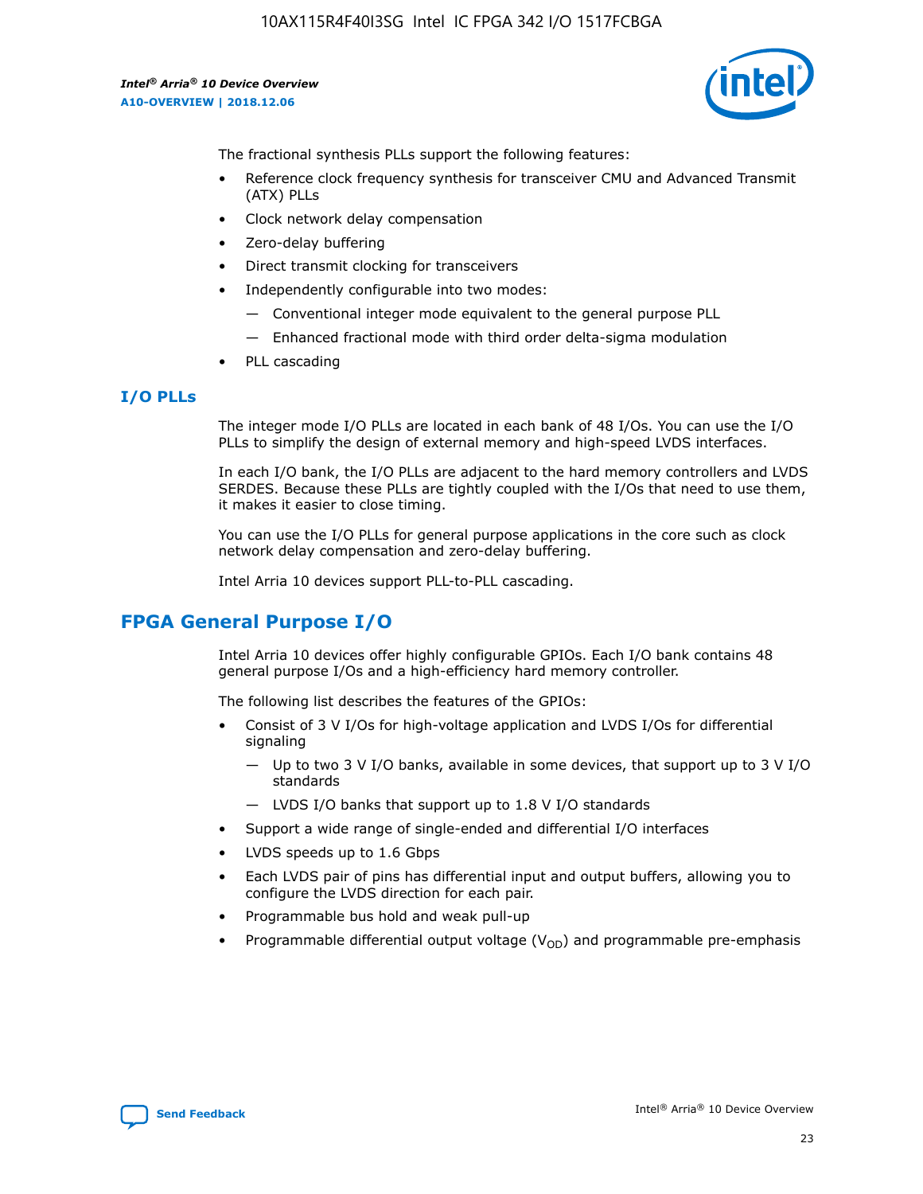The fractional synthesis PLLs support the following features:

- Reference clock frequency synthesis for transceiver CMU and Advanced Transmit (ATX) PLLs
- Clock network delay compensation
- Zero-delay buffering
- Direct transmit clocking for transceivers
- Independently configurable into two modes:
  - — Conventional integer mode equivalent to the general purpose PLL
  - — Enhanced fractional mode with third order delta-sigma modulation
- PLL cascading

### I/O PLLs

The integer mode I/O PLLs are located in each bank of 48 I/Os. You can use the I/O PLLs to simplify the design of external memory and high-speed LVDS interfaces.

In each I/O bank, the I/O PLLs are adjacent to the hard memory controllers and LVDS SERDES. Because these PLLs are tightly coupled with the I/Os that need to use them, it makes it easier to close timing.

You can use the I/O PLLs for general purpose applications in the core such as clock network delay compensation and zero-delay buffering.

Intel Arria 10 devices support PLL-to-PLL cascading.

## FPGA General Purpose I/O

Intel Arria 10 devices offer highly configurable GPIOs. Each I/O bank contains 48 general purpose I/Os and a high-efficiency hard memory controller.

The following list describes the features of the GPIOs:

- Consist of 3 V I/Os for high-voltage application and LVDS I/Os for differential signaling
  - — Up to two 3 V I/O banks, available in some devices, that support up to 3 V I/O standards
  - — LVDS I/O banks that support up to 1.8 V I/O standards
- Support a wide range of single-ended and differential I/O interfaces
- LVDS speeds up to 1.6 Gbps
- Each LVDS pair of pins has differential input and output buffers, allowing you to configure the LVDS direction for each pair.
- Programmable bus hold and weak pull-up
- Programmable differential output voltage ($V_{OD}$) and programmable pre-emphasis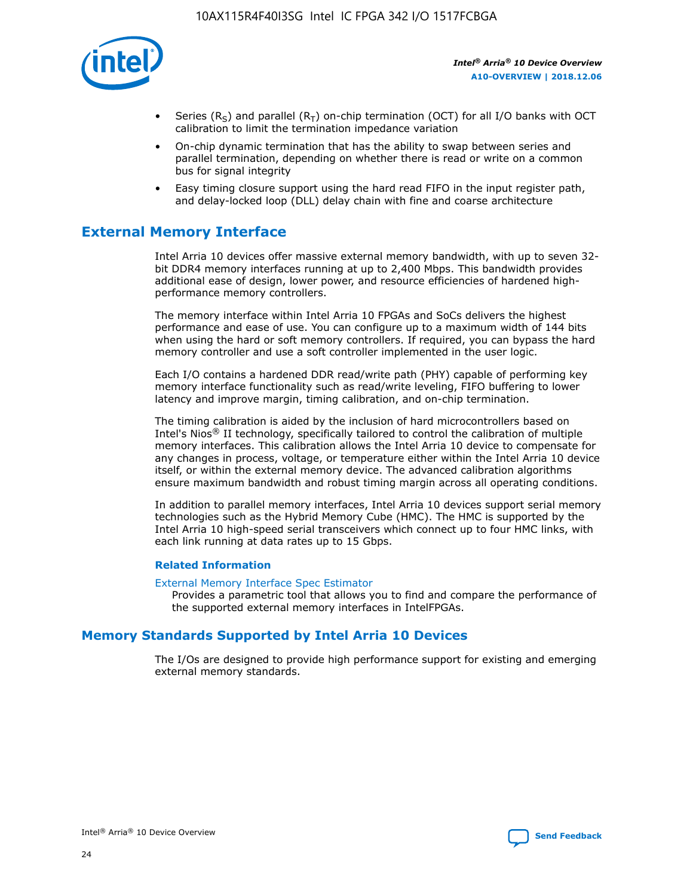- Series ($R_S$) and parallel ($R_T$) on-chip termination (OCT) for all I/O banks with OCT calibration to limit the termination impedance variation
- On-chip dynamic termination that has the ability to swap between series and parallel termination, depending on whether there is read or write on a common bus for signal integrity
- Easy timing closure support using the hard read FIFO in the input register path, and delay-locked loop (DLL) delay chain with fine and coarse architecture

## External Memory Interface

Intel Arria 10 devices offer massive external memory bandwidth, with up to seven 32-bit DDR4 memory interfaces running at up to 2,400 Mbps. This bandwidth provides additional ease of design, lower power, and resource efficiencies of hardened high-performance memory controllers.

The memory interface within Intel Arria 10 FPGAs and SoCs delivers the highest performance and ease of use. You can configure up to a maximum width of 144 bits when using the hard or soft memory controllers. If required, you can bypass the hard memory controller and use a soft controller implemented in the user logic.

Each I/O contains a hardened DDR read/write path (PHY) capable of performing key memory interface functionality such as read/write leveling, FIFO buffering to lower latency and improve margin, timing calibration, and on-chip termination.

The timing calibration is aided by the inclusion of hard microcontrollers based on Intel's Nios® II technology, specifically tailored to control the calibration of multiple memory interfaces. This calibration allows the Intel Arria 10 device to compensate for any changes in process, voltage, or temperature either within the Intel Arria 10 device itself, or within the external memory device. The advanced calibration algorithms ensure maximum bandwidth and robust timing margin across all operating conditions.

In addition to parallel memory interfaces, Intel Arria 10 devices support serial memory technologies such as the Hybrid Memory Cube (HMC). The HMC is supported by the Intel Arria 10 high-speed serial transceivers which connect up to four HMC links, with each link running at data rates up to 15 Gbps.

### Related Information

External Memory Interface Spec Estimator

Provides a parametric tool that allows you to find and compare the performance of the supported external memory interfaces in IntelFPGAs.

## Memory Standards Supported by Intel Arria 10 Devices

The I/Os are designed to provide high performance support for existing and emerging external memory standards.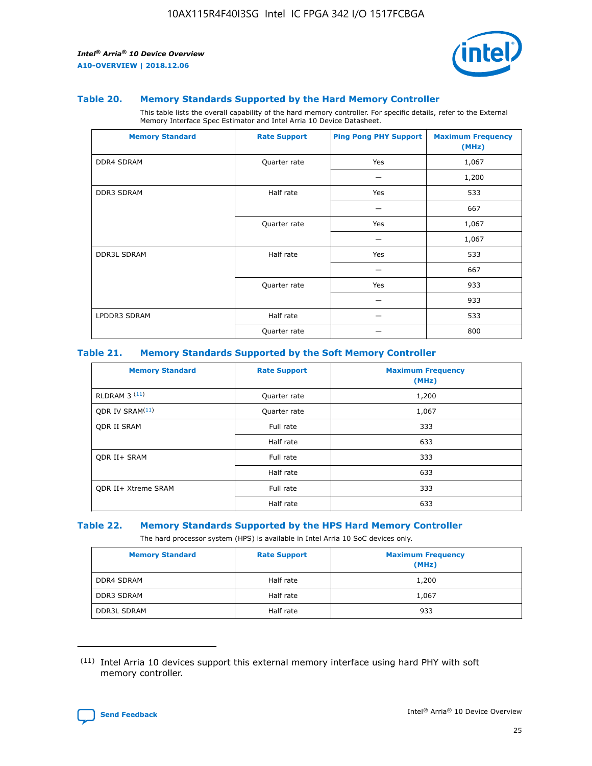### Table 20. Memory Standards Supported by the Hard Memory Controller

This table lists the overall capability of the hard memory controller. For specific details, refer to the External Memory Interface Spec Estimator and Intel Arria 10 Device Datasheet.

| Memory Standard | Rate Support | Ping Pong PHY Support | Maximum Frequency (MHz) |
|---|---|---|---|
| DDR4 SDRAM | Quarter rate | Yes | 1,067 |
| | | — | 1,200 |
| DDR3 SDRAM | Half rate | Yes | 533 |
| | | — | 667 |
| | Quarter rate | Yes | 1,067 |
| | | — | 1,067 |
| DDR3L SDRAM | Half rate | Yes | 533 |
| | | — | 667 |
| | Quarter rate | Yes | 933 |
| | | — | 933 |
| LPDDR3 SDRAM | Half rate | — | 533 |
| | Quarter rate | — | 800 |

### Table 21. Memory Standards Supported by the Soft Memory Controller

| Memory Standard | Rate Support | Maximum Frequency (MHz) |
|---|---|---|
| RLDRAM 3 (11) | Quarter rate | 1,200 |
| QDR IV SRAM(11) | Quarter rate | 1,067 |
| QDR II SRAM | Full rate | 333 |
| | Half rate | 633 |
| QDR II+ SRAM | Full rate | 333 |
| | Half rate | 633 |
| QDR II+ Xtreme SRAM | Full rate | 333 |
| | Half rate | 633 |

### Table 22. Memory Standards Supported by the HPS Hard Memory Controller

The hard processor system (HPS) is available in Intel Arria 10 SoC devices only.

| Memory Standard | Rate Support | Maximum Frequency (MHz) |
|---|---|---|
| DDR4 SDRAM | Half rate | 1,200 |
| DDR3 SDRAM | Half rate | 1,067 |
| DDR3L SDRAM | Half rate | 933 |

(11) Intel Arria 10 devices support this external memory interface using hard PHY with soft memory controller.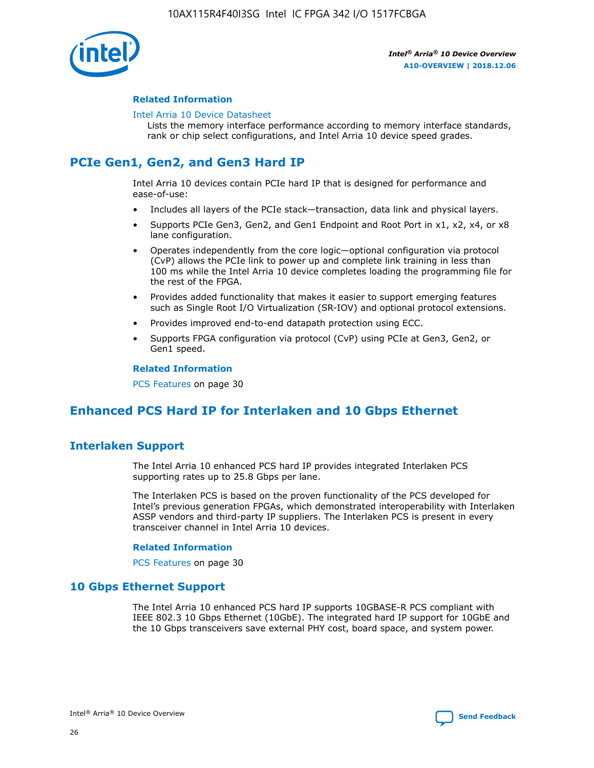#### Related Information

Intel Arria 10 Device Datasheet

Lists the memory interface performance according to memory interface standards, rank or chip select configurations, and Intel Arria 10 device speed grades.

## PCIe Gen1, Gen2, and Gen3 Hard IP

Intel Arria 10 devices contain PCIe hard IP that is designed for performance and ease-of-use:

- Includes all layers of the PCIe stack—transaction, data link and physical layers.
- Supports PCIe Gen3, Gen2, and Gen1 Endpoint and Root Port in x1, x2, x4, or x8 lane configuration.
- Operates independently from the core logic—optional configuration via protocol (CvP) allows the PCIe link to power up and complete link training in less than 100 ms while the Intel Arria 10 device completes loading the programming file for the rest of the FPGA.
- Provides added functionality that makes it easier to support emerging features such as Single Root I/O Virtualization (SR-IOV) and optional protocol extensions.
- Provides improved end-to-end datapath protection using ECC.
- Supports FPGA configuration via protocol (CvP) using PCIe at Gen3, Gen2, or Gen1 speed.

#### Related Information

PCS Features on page 30

## Enhanced PCS Hard IP for Interlaken and 10 Gbps Ethernet

### Interlaken Support

The Intel Arria 10 enhanced PCS hard IP provides integrated Interlaken PCS supporting rates up to 25.8 Gbps per lane.

The Interlaken PCS is based on the proven functionality of the PCS developed for Intel's previous generation FPGAs, which demonstrated interoperability with Interlaken ASSP vendors and third-party IP suppliers. The Interlaken PCS is present in every transceiver channel in Intel Arria 10 devices.

#### Related Information

PCS Features on page 30

### 10 Gbps Ethernet Support

The Intel Arria 10 enhanced PCS hard IP supports 10GBASE-R PCS compliant with IEEE 802.3 10 Gbps Ethernet (10GbE). The integrated hard IP support for 10GbE and the 10 Gbps transceivers save external PHY cost, board space, and system power.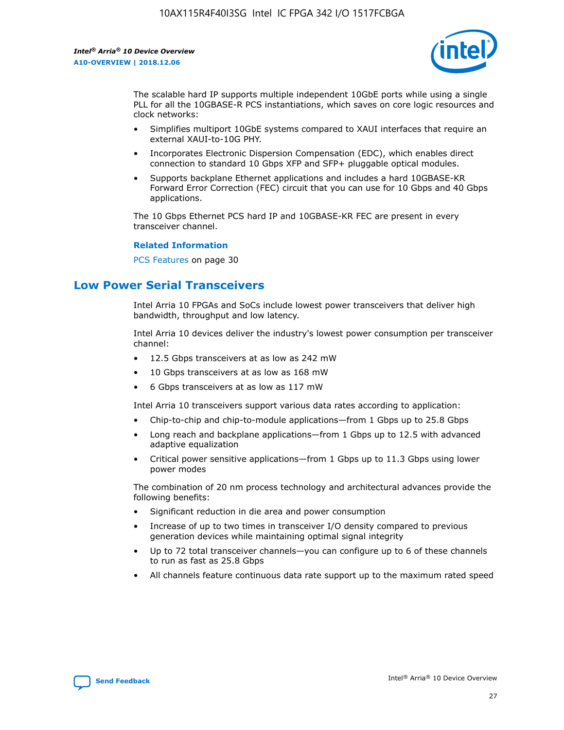The scalable hard IP supports multiple independent 10GbE ports while using a single PLL for all the 10GBASE-R PCS instantiations, which saves on core logic resources and clock networks:

- Simplifies multiport 10GbE systems compared to XAUI interfaces that require an external XAUI-to-10G PHY.
- Incorporates Electronic Dispersion Compensation (EDC), which enables direct connection to standard 10 Gbps XFP and SFP+ pluggable optical modules.
- Supports backplane Ethernet applications and includes a hard 10GBASE-KR Forward Error Correction (FEC) circuit that you can use for 10 Gbps and 40 Gbps applications.

The 10 Gbps Ethernet PCS hard IP and 10GBASE-KR FEC are present in every transceiver channel.

**Related Information**

PCS Features on page 30

## Low Power Serial Transceivers

Intel Arria 10 FPGAs and SoCs include lowest power transceivers that deliver high bandwidth, throughput and low latency.

Intel Arria 10 devices deliver the industry's lowest power consumption per transceiver channel:

- 12.5 Gbps transceivers at as low as 242 mW
- 10 Gbps transceivers at as low as 168 mW
- 6 Gbps transceivers at as low as 117 mW

Intel Arria 10 transceivers support various data rates according to application:

- Chip-to-chip and chip-to-module applications—from 1 Gbps up to 25.8 Gbps
- Long reach and backplane applications—from 1 Gbps up to 12.5 with advanced adaptive equalization
- Critical power sensitive applications—from 1 Gbps up to 11.3 Gbps using lower power modes

The combination of 20 nm process technology and architectural advances provide the following benefits:

- Significant reduction in die area and power consumption
- Increase of up to two times in transceiver I/O density compared to previous generation devices while maintaining optimal signal integrity
- Up to 72 total transceiver channels—you can configure up to 6 of these channels to run as fast as 25.8 Gbps
- All channels feature continuous data rate support up to the maximum rated speed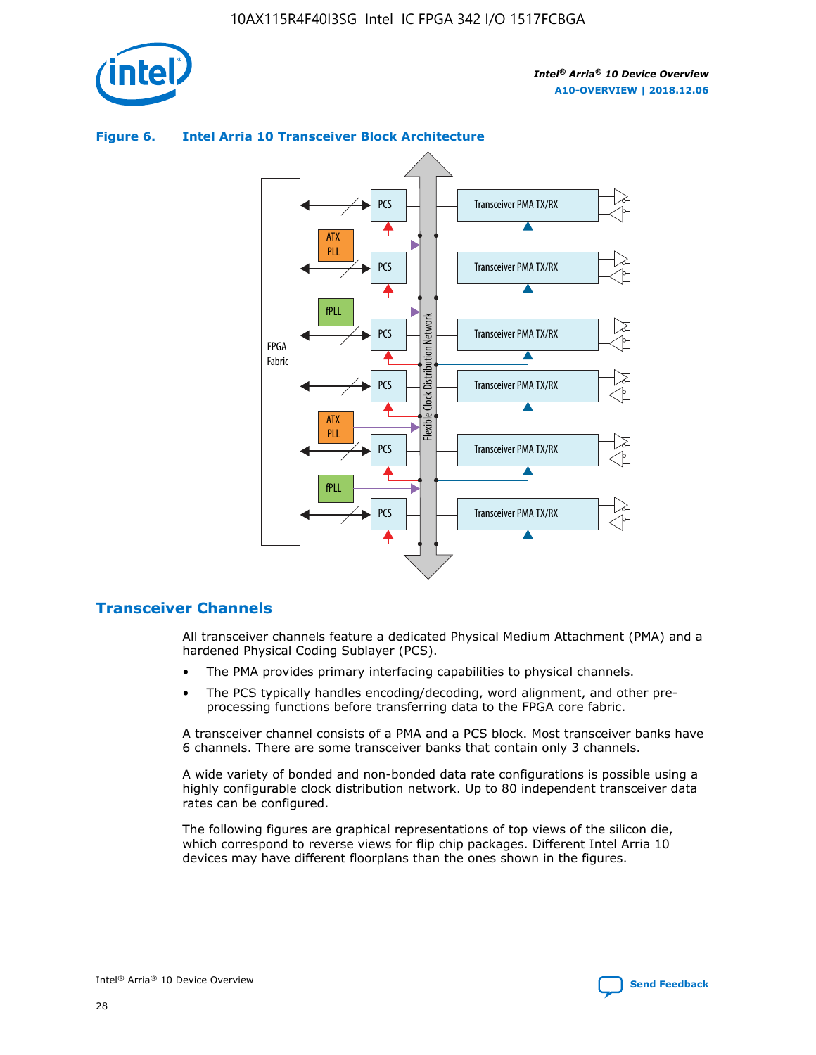**Figure 6. Intel Arria 10 Transceiver Block Architecture**

FPGA Fabric

ATX PLL

fPLL

ATX PLL

fPLL

PCS

PCS

PCS

PCS

PCS

PCS

Flexible Clock Distribution Network

Transceiver PMA TX/RX

Transceiver PMA TX/RX

Transceiver PMA TX/RX

Transceiver PMA TX/RX

Transceiver PMA TX/RX

Transceiver PMA TX/RX

## Transceiver Channels

All transceiver channels feature a dedicated Physical Medium Attachment (PMA) and a hardened Physical Coding Sublayer (PCS).

- The PMA provides primary interfacing capabilities to physical channels.
- The PCS typically handles encoding/decoding, word alignment, and other pre-processing functions before transferring data to the FPGA core fabric.

A transceiver channel consists of a PMA and a PCS block. Most transceiver banks have 6 channels. There are some transceiver banks that contain only 3 channels.

A wide variety of bonded and non-bonded data rate configurations is possible using a highly configurable clock distribution network. Up to 80 independent transceiver data rates can be configured.

The following figures are graphical representations of top views of the silicon die, which correspond to reverse views for flip chip packages. Different Intel Arria 10 devices may have different floorplans than the ones shown in the figures.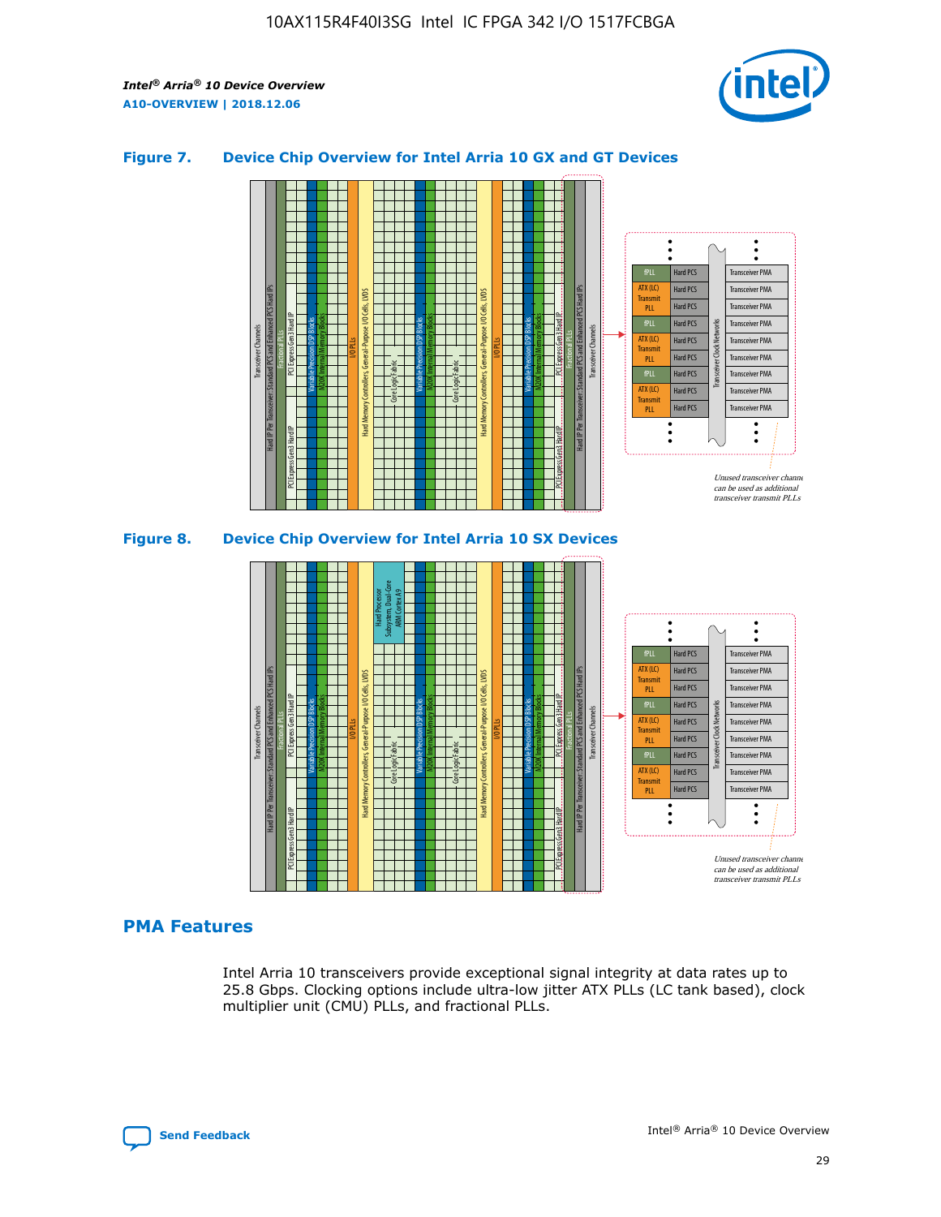## Figure 7. Device Chip Overview for Intel Arria 10 GX and GT Devices

Transceiver Channels
Hard IP Per Transceiver: Standard PCS and Enhanced PCS Hard IPs
Fractional PLLs
PCI Express Gen3 Hard IP
Variable Precision DSP Blocks
M20K Internal Memory Blocks
I/O PLLs
Hard Memory Controllers, General-Purpose I/O Cells, LVDS
Core Logic Fabric

fPLL
ATX (LC) Transmit PLL
Hard PCS
Transceiver PMA
Transceiver Clock Networks

Unused transceiver channels can be used as additional transceiver transmit PLLs

## Figure 8. Device Chip Overview for Intel Arria 10 SX Devices

Hard Processor Subsystem, Dual-Core ARM Cortex A9
Transceiver Channels
Hard IP Per Transceiver: Standard PCS and Enhanced PCS Hard IPs
Fractional PLLs
PCI Express Gen3 Hard IP
Variable Precision DSP Blocks
M20K Internal Memory Blocks
I/O PLLs
Hard Memory Controllers, General-Purpose I/O Cells, LVDS
Core Logic Fabric

fPLL
ATX (LC) Transmit PLL
Hard PCS
Transceiver PMA
Transceiver Clock Networks

Unused transceiver channels can be used as additional transceiver transmit PLLs

## PMA Features

Intel Arria 10 transceivers provide exceptional signal integrity at data rates up to 25.8 Gbps. Clocking options include ultra-low jitter ATX PLLs (LC tank based), clock multiplier unit (CMU) PLLs, and fractional PLLs.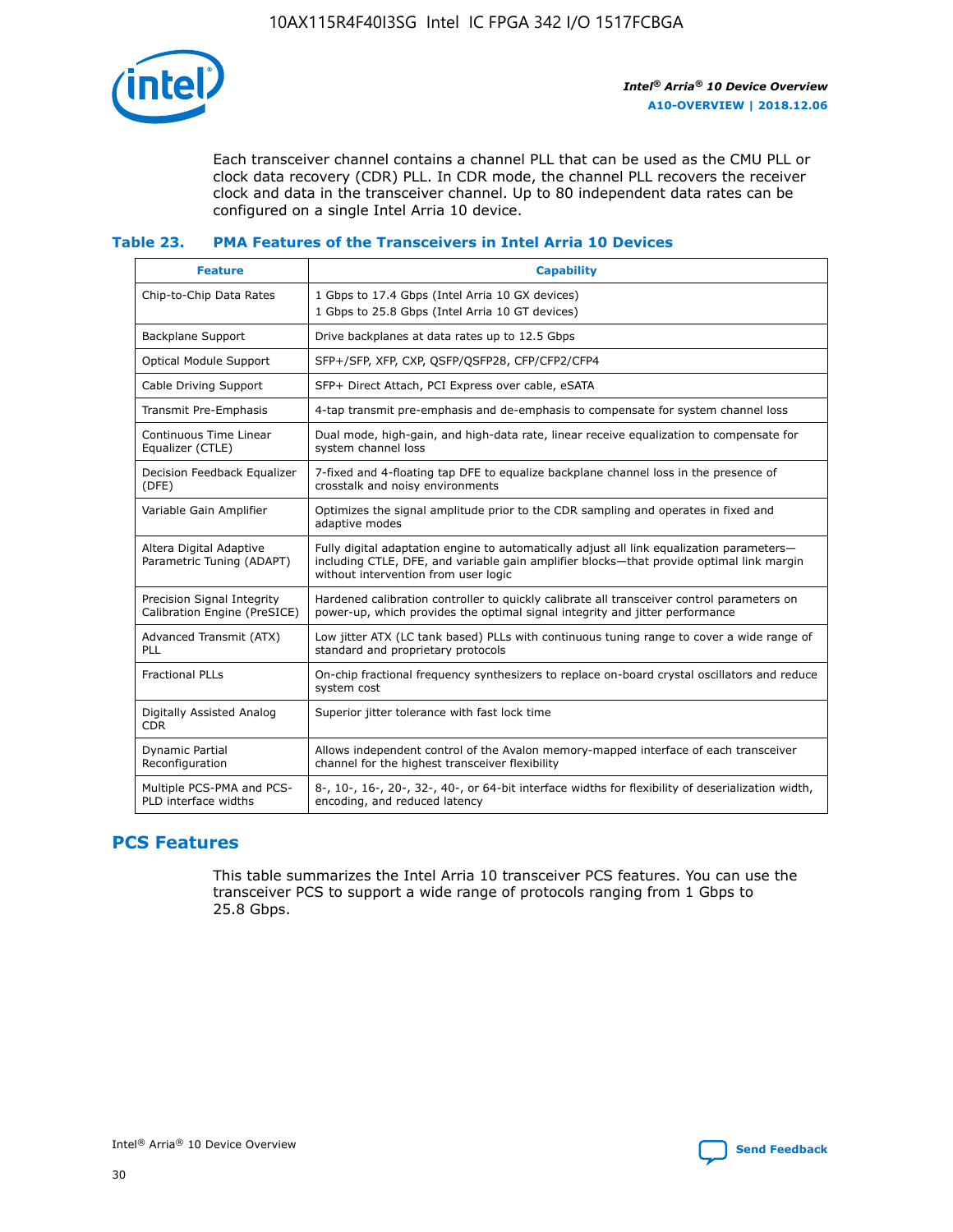Each transceiver channel contains a channel PLL that can be used as the CMU PLL or clock data recovery (CDR) PLL. In CDR mode, the channel PLL recovers the receiver clock and data in the transceiver channel. Up to 80 independent data rates can be configured on a single Intel Arria 10 device.

### Table 23. PMA Features of the Transceivers in Intel Arria 10 Devices

| Feature | Capability |
| --- | --- |
| Chip-to-Chip Data Rates | 1 Gbps to 17.4 Gbps (Intel Arria 10 GX devices)<br>1 Gbps to 25.8 Gbps (Intel Arria 10 GT devices) |
| Backplane Support | Drive backplanes at data rates up to 12.5 Gbps |
| Optical Module Support | SFP+/SFP, XFP, CXP, QSFP/QSFP28, CFP/CFP2/CFP4 |
| Cable Driving Support | SFP+ Direct Attach, PCI Express over cable, eSATA |
| Transmit Pre-Emphasis | 4-tap transmit pre-emphasis and de-emphasis to compensate for system channel loss |
| Continuous Time Linear Equalizer (CTLE) | Dual mode, high-gain, and high-data rate, linear receive equalization to compensate for system channel loss |
| Decision Feedback Equalizer (DFE) | 7-fixed and 4-floating tap DFE to equalize backplane channel loss in the presence of crosstalk and noisy environments |
| Variable Gain Amplifier | Optimizes the signal amplitude prior to the CDR sampling and operates in fixed and adaptive modes |
| Altera Digital Adaptive Parametric Tuning (ADAPT) | Fully digital adaptation engine to automatically adjust all link equalization parameters—including CTLE, DFE, and variable gain amplifier blocks—that provide optimal link margin without intervention from user logic |
| Precision Signal Integrity Calibration Engine (PreSICE) | Hardened calibration controller to quickly calibrate all transceiver control parameters on power-up, which provides the optimal signal integrity and jitter performance |
| Advanced Transmit (ATX) PLL | Low jitter ATX (LC tank based) PLLs with continuous tuning range to cover a wide range of standard and proprietary protocols |
| Fractional PLLs | On-chip fractional frequency synthesizers to replace on-board crystal oscillators and reduce system cost |
| Digitally Assisted Analog CDR | Superior jitter tolerance with fast lock time |
| Dynamic Partial Reconfiguration | Allows independent control of the Avalon memory-mapped interface of each transceiver channel for the highest transceiver flexibility |
| Multiple PCS-PMA and PCS-PLD interface widths | 8-, 10-, 16-, 20-, 32-, 40-, or 64-bit interface widths for flexibility of deserialization width, encoding, and reduced latency |

## PCS Features

This table summarizes the Intel Arria 10 transceiver PCS features. You can use the transceiver PCS to support a wide range of protocols ranging from 1 Gbps to 25.8 Gbps.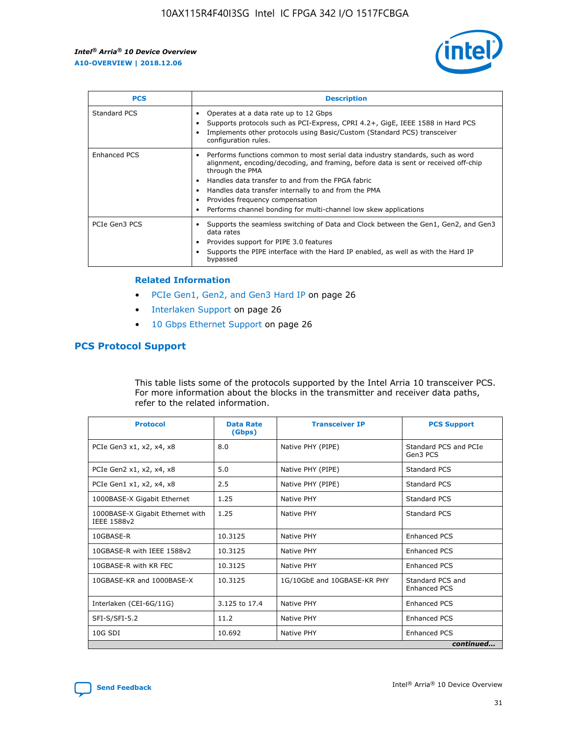| PCS | Description |
| --- | --- |
| Standard PCS | • Operates at a data rate up to 12 Gbps<br>• Supports protocols such as PCI-Express, CPRI 4.2+, GigE, IEEE 1588 in Hard PCS<br>• Implements other protocols using Basic/Custom (Standard PCS) transceiver configuration rules. |
| Enhanced PCS | • Performs functions common to most serial data industry standards, such as word alignment, encoding/decoding, and framing, before data is sent or received off-chip through the PMA<br>• Handles data transfer to and from the FPGA fabric<br>• Handles data transfer internally to and from the PMA<br>• Provides frequency compensation<br>• Performs channel bonding for multi-channel low skew applications |
| PCIe Gen3 PCS | • Supports the seamless switching of Data and Clock between the Gen1, Gen2, and Gen3 data rates<br>• Provides support for PIPE 3.0 features<br>• Supports the PIPE interface with the Hard IP enabled, as well as with the Hard IP bypassed |

### Related Information

- PCIe Gen1, Gen2, and Gen3 Hard IP on page 26
- Interlaken Support on page 26
- 10 Gbps Ethernet Support on page 26

## PCS Protocol Support

This table lists some of the protocols supported by the Intel Arria 10 transceiver PCS. For more information about the blocks in the transmitter and receiver data paths, refer to the related information.

| Protocol | Data Rate (Gbps) | Transceiver IP | PCS Support |
| --- | --- | --- | --- |
| PCIe Gen3 x1, x2, x4, x8 | 8.0 | Native PHY (PIPE) | Standard PCS and PCIe Gen3 PCS |
| PCIe Gen2 x1, x2, x4, x8 | 5.0 | Native PHY (PIPE) | Standard PCS |
| PCIe Gen1 x1, x2, x4, x8 | 2.5 | Native PHY (PIPE) | Standard PCS |
| 1000BASE-X Gigabit Ethernet | 1.25 | Native PHY | Standard PCS |
| 1000BASE-X Gigabit Ethernet with IEEE 1588v2 | 1.25 | Native PHY | Standard PCS |
| 10GBASE-R | 10.3125 | Native PHY | Enhanced PCS |
| 10GBASE-R with IEEE 1588v2 | 10.3125 | Native PHY | Enhanced PCS |
| 10GBASE-R with KR FEC | 10.3125 | Native PHY | Enhanced PCS |
| 10GBASE-KR and 1000BASE-X | 10.3125 | 1G/10GbE and 10GBASE-KR PHY | Standard PCS and Enhanced PCS |
| Interlaken (CEI-6G/11G) | 3.125 to 17.4 | Native PHY | Enhanced PCS |
| SFI-S/SFI-5.2 | 11.2 | Native PHY | Enhanced PCS |
| 10G SDI | 10.692 | Native PHY | Enhanced PCS |

*continued...*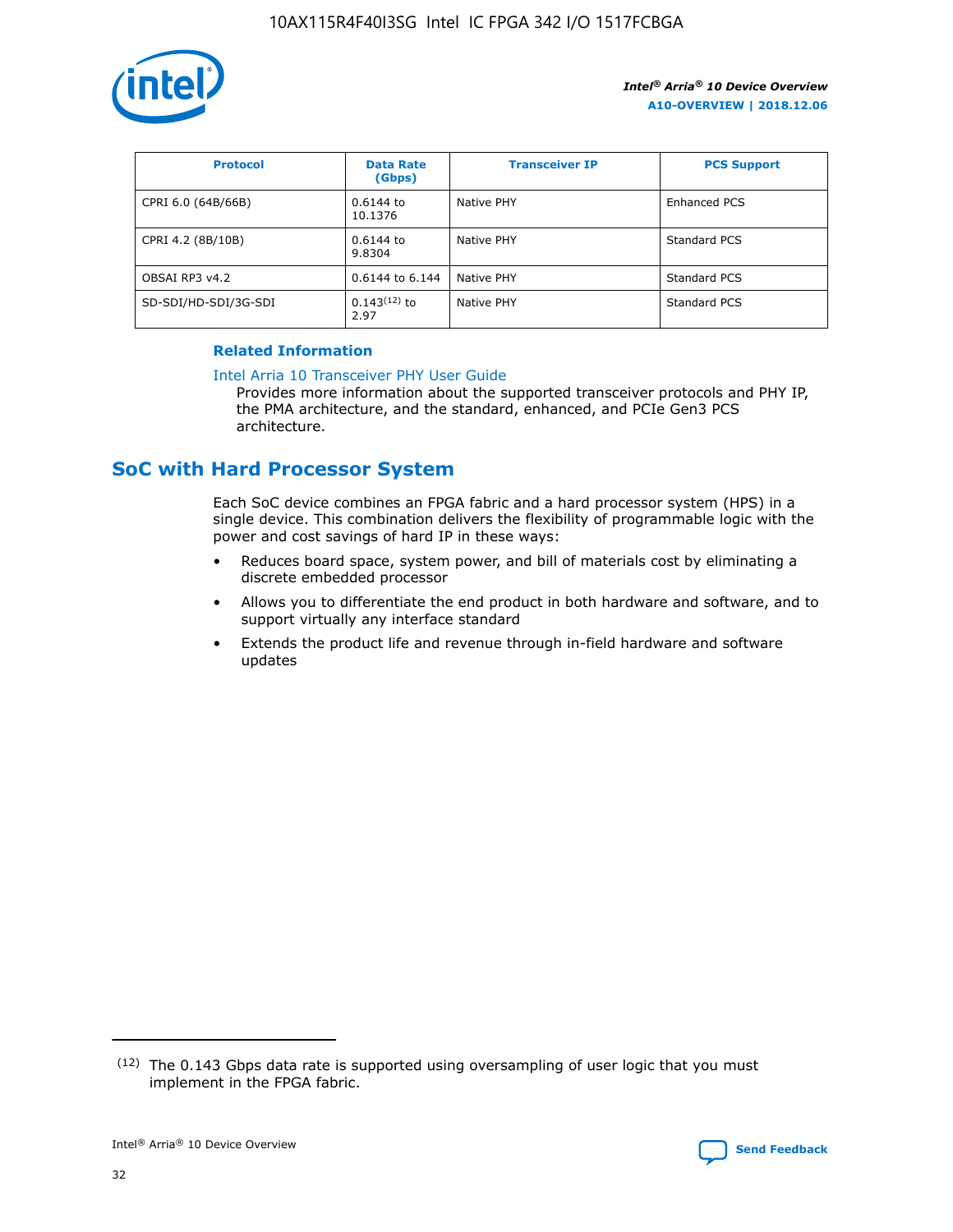| Protocol | Data Rate (Gbps) | Transceiver IP | PCS Support |
| --- | --- | --- | --- |
| CPRI 6.0 (64B/66B) | 0.6144 to 10.1376 | Native PHY | Enhanced PCS |
| CPRI 4.2 (8B/10B) | 0.6144 to 9.8304 | Native PHY | Standard PCS |
| OBSAI RP3 v4.2 | 0.6144 to 6.144 | Native PHY | Standard PCS |
| SD-SDI/HD-SDI/3G-SDI | 0.143[12] to 2.97 | Native PHY | Standard PCS |

**Related Information**

Intel Arria 10 Transceiver PHY User Guide
Provides more information about the supported transceiver protocols and PHY IP, the PMA architecture, and the standard, enhanced, and PCIe Gen3 PCS architecture.

## SoC with Hard Processor System

Each SoC device combines an FPGA fabric and a hard processor system (HPS) in a single device. This combination delivers the flexibility of programmable logic with the power and cost savings of hard IP in these ways:

- Reduces board space, system power, and bill of materials cost by eliminating a discrete embedded processor
- Allows you to differentiate the end product in both hardware and software, and to support virtually any interface standard
- Extends the product life and revenue through in-field hardware and software updates

[12] The 0.143 Gbps data rate is supported using oversampling of user logic that you must implement in the FPGA fabric.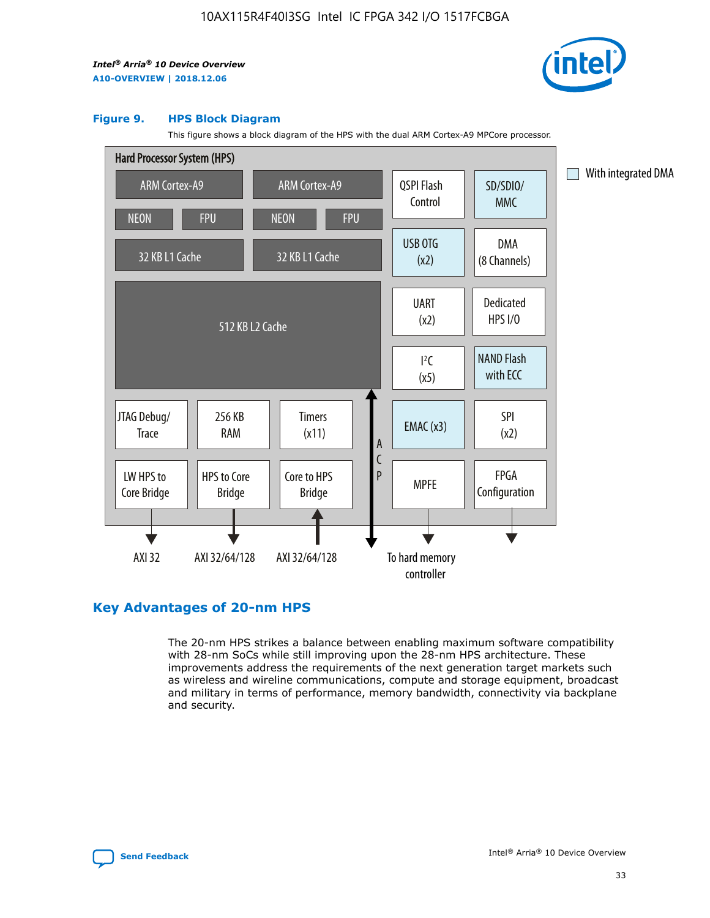#### Figure 9. HPS Block Diagram

This figure shows a block diagram of the HPS with the dual ARM Cortex-A9 MPCore processor.

Hard Processor System (HPS)

ARM Cortex-A9
ARM Cortex-A9
NEON
FPU
NEON
FPU
32 KB L1 Cache
32 KB L1 Cache
512 KB L2 Cache
QSPI Flash Control
SD/SDIO/ MMC
USB OTG (x2)
DMA (8 Channels)
UART (x2)
Dedicated HPS I/O
I²C (x5)
NAND Flash with ECC
JTAG Debug/ Trace
256 KB RAM
Timers (x11)
EMAC (x3)
SPI (x2)
LW HPS to Core Bridge
HPS to Core Bridge
Core to HPS Bridge
ACP
MPFE
FPGA Configuration
AXI 32
AXI 32/64/128
AXI 32/64/128
To hard memory controller

With integrated DMA

## Key Advantages of 20-nm HPS

The 20-nm HPS strikes a balance between enabling maximum software compatibility with 28-nm SoCs while still improving upon the 28-nm HPS architecture. These improvements address the requirements of the next generation target markets such as wireless and wireline communications, compute and storage equipment, broadcast and military in terms of performance, memory bandwidth, connectivity via backplane and security.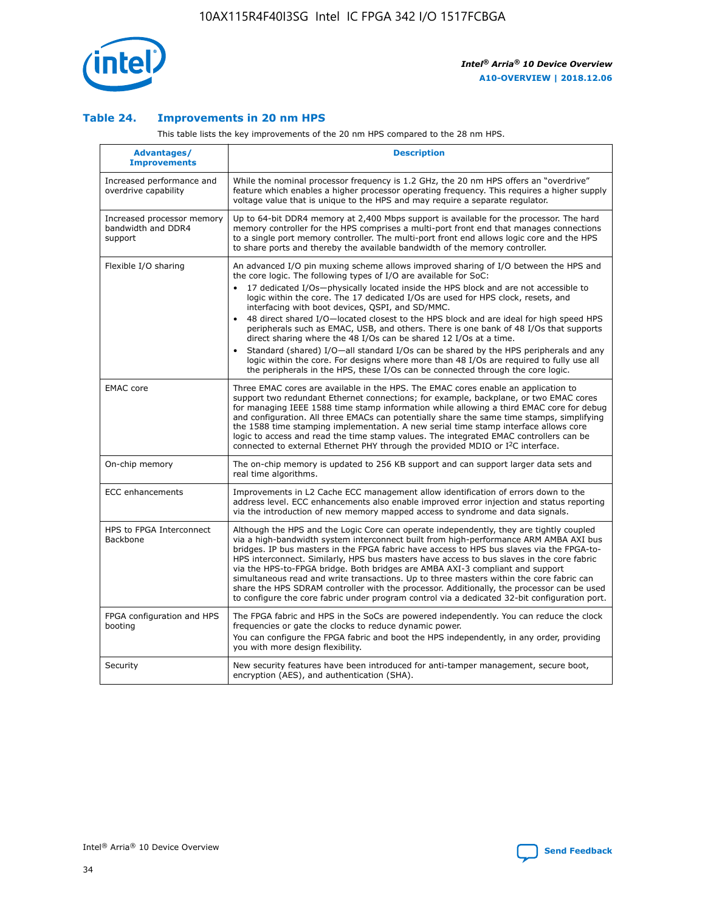### Table 24. Improvements in 20 nm HPS

This table lists the key improvements of the 20 nm HPS compared to the 28 nm HPS.

| Advantages/ Improvements | Description |
| --- | --- |
| Increased performance and overdrive capability | While the nominal processor frequency is 1.2 GHz, the 20 nm HPS offers an "overdrive" feature which enables a higher processor operating frequency. This requires a higher supply voltage value that is unique to the HPS and may require a separate regulator. |
| Increased processor memory bandwidth and DDR4 support | Up to 64-bit DDR4 memory at 2,400 Mbps support is available for the processor. The hard memory controller for the HPS comprises a multi-port front end that manages connections to a single port memory controller. The multi-port front end allows logic core and the HPS to share ports and thereby the available bandwidth of the memory controller. |
| Flexible I/O sharing | An advanced I/O pin muxing scheme allows improved sharing of I/O between the HPS and the core logic. The following types of I/O are available for SoC:<br>• 17 dedicated I/Os—physically located inside the HPS block and are not accessible to logic within the core. The 17 dedicated I/Os are used for HPS clock, resets, and interfacing with boot devices, QSPI, and SD/MMC.<br>• 48 direct shared I/O—located closest to the HPS block and are ideal for high speed HPS peripherals such as EMAC, USB, and others. There is one bank of 48 I/Os that supports direct sharing where the 48 I/Os can be shared 12 I/Os at a time.<br>• Standard (shared) I/O—all standard I/Os can be shared by the HPS peripherals and any logic within the core. For designs where more than 48 I/Os are required to fully use all the peripherals in the HPS, these I/Os can be connected through the core logic. |
| EMAC core | Three EMAC cores are available in the HPS. The EMAC cores enable an application to support two redundant Ethernet connections; for example, backplane, or two EMAC cores for managing IEEE 1588 time stamp information while allowing a third EMAC core for debug and configuration. All three EMACs can potentially share the same time stamps, simplifying the 1588 time stamping implementation. A new serial time stamp interface allows core logic to access and read the time stamp values. The integrated EMAC controllers can be connected to external Ethernet PHY through the provided MDIO or I²C interface. |
| On-chip memory | The on-chip memory is updated to 256 KB support and can support larger data sets and real time algorithms. |
| ECC enhancements | Improvements in L2 Cache ECC management allow identification of errors down to the address level. ECC enhancements also enable improved error injection and status reporting via the introduction of new memory mapped access to syndrome and data signals. |
| HPS to FPGA Interconnect Backbone | Although the HPS and the Logic Core can operate independently, they are tightly coupled via a high-bandwidth system interconnect built from high-performance ARM AMBA AXI bus bridges. IP bus masters in the FPGA fabric have access to HPS bus slaves via the FPGA-to-HPS interconnect. Similarly, HPS bus masters have access to bus slaves in the core fabric via the HPS-to-FPGA bridge. Both bridges are AMBA AXI-3 compliant and support simultaneous read and write transactions. Up to three masters within the core fabric can share the HPS SDRAM controller with the processor. Additionally, the processor can be used to configure the core fabric under program control via a dedicated 32-bit configuration port. |
| FPGA configuration and HPS booting | The FPGA fabric and HPS in the SoCs are powered independently. You can reduce the clock frequencies or gate the clocks to reduce dynamic power.<br>You can configure the FPGA fabric and boot the HPS independently, in any order, providing you with more design flexibility. |
| Security | New security features have been introduced for anti-tamper management, secure boot, encryption (AES), and authentication (SHA). |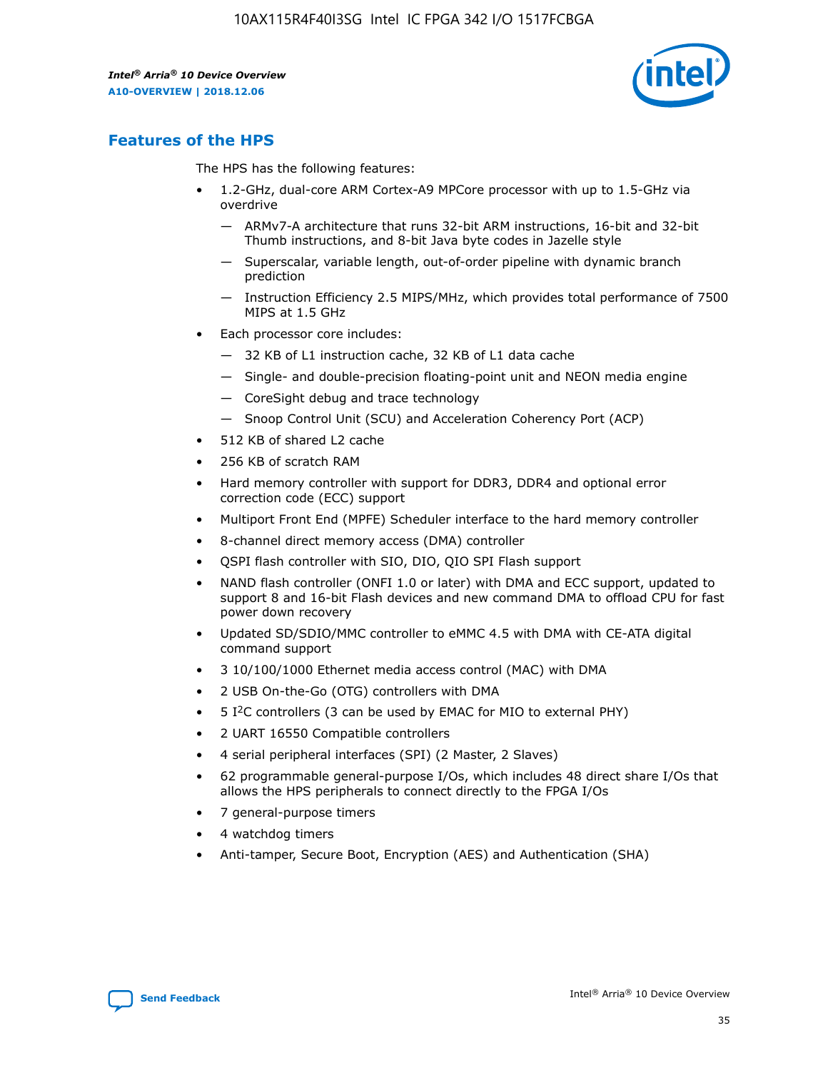## Features of the HPS

The HPS has the following features:

- 1.2-GHz, dual-core ARM Cortex-A9 MPCore processor with up to 1.5-GHz via overdrive
  - — ARMv7-A architecture that runs 32-bit ARM instructions, 16-bit and 32-bit Thumb instructions, and 8-bit Java byte codes in Jazelle style
  - — Superscalar, variable length, out-of-order pipeline with dynamic branch prediction
  - — Instruction Efficiency 2.5 MIPS/MHz, which provides total performance of 7500 MIPS at 1.5 GHz
- Each processor core includes:
  - — 32 KB of L1 instruction cache, 32 KB of L1 data cache
  - — Single- and double-precision floating-point unit and NEON media engine
  - — CoreSight debug and trace technology
  - — Snoop Control Unit (SCU) and Acceleration Coherency Port (ACP)
- 512 KB of shared L2 cache
- 256 KB of scratch RAM
- Hard memory controller with support for DDR3, DDR4 and optional error correction code (ECC) support
- Multiport Front End (MPFE) Scheduler interface to the hard memory controller
- 8-channel direct memory access (DMA) controller
- QSPI flash controller with SIO, DIO, QIO SPI Flash support
- NAND flash controller (ONFI 1.0 or later) with DMA and ECC support, updated to support 8 and 16-bit Flash devices and new command DMA to offload CPU for fast power down recovery
- Updated SD/SDIO/MMC controller to eMMC 4.5 with DMA with CE-ATA digital command support
- 3 10/100/1000 Ethernet media access control (MAC) with DMA
- 2 USB On-the-Go (OTG) controllers with DMA
- 5 I²C controllers (3 can be used by EMAC for MIO to external PHY)
- 2 UART 16550 Compatible controllers
- 4 serial peripheral interfaces (SPI) (2 Master, 2 Slaves)
- 62 programmable general-purpose I/Os, which includes 48 direct share I/Os that allows the HPS peripherals to connect directly to the FPGA I/Os
- 7 general-purpose timers
- 4 watchdog timers
- Anti-tamper, Secure Boot, Encryption (AES) and Authentication (SHA)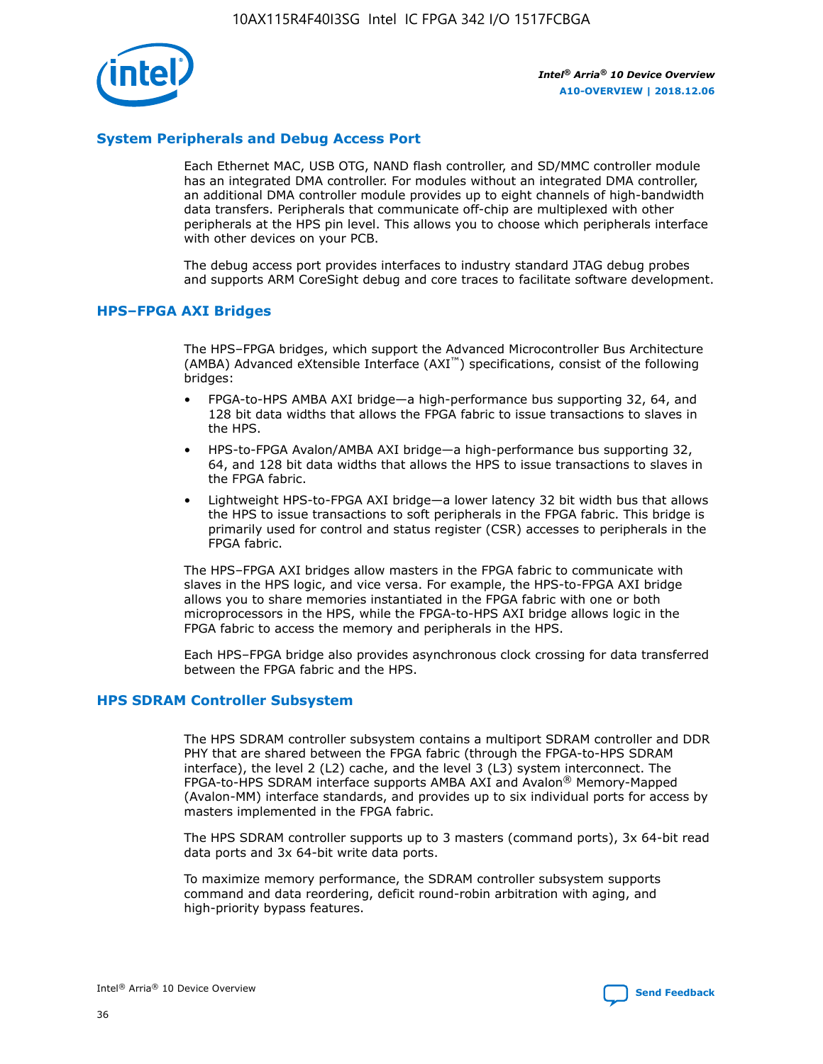## System Peripherals and Debug Access Port

Each Ethernet MAC, USB OTG, NAND flash controller, and SD/MMC controller module has an integrated DMA controller. For modules without an integrated DMA controller, an additional DMA controller module provides up to eight channels of high-bandwidth data transfers. Peripherals that communicate off-chip are multiplexed with other peripherals at the HPS pin level. This allows you to choose which peripherals interface with other devices on your PCB.

The debug access port provides interfaces to industry standard JTAG debug probes and supports ARM CoreSight debug and core traces to facilitate software development.

## HPS–FPGA AXI Bridges

The HPS–FPGA bridges, which support the Advanced Microcontroller Bus Architecture (AMBA) Advanced eXtensible Interface (AXI™) specifications, consist of the following bridges:

- FPGA-to-HPS AMBA AXI bridge—a high-performance bus supporting 32, 64, and 128 bit data widths that allows the FPGA fabric to issue transactions to slaves in the HPS.
- HPS-to-FPGA Avalon/AMBA AXI bridge—a high-performance bus supporting 32, 64, and 128 bit data widths that allows the HPS to issue transactions to slaves in the FPGA fabric.
- Lightweight HPS-to-FPGA AXI bridge—a lower latency 32 bit width bus that allows the HPS to issue transactions to soft peripherals in the FPGA fabric. This bridge is primarily used for control and status register (CSR) accesses to peripherals in the FPGA fabric.

The HPS–FPGA AXI bridges allow masters in the FPGA fabric to communicate with slaves in the HPS logic, and vice versa. For example, the HPS-to-FPGA AXI bridge allows you to share memories instantiated in the FPGA fabric with one or both microprocessors in the HPS, while the FPGA-to-HPS AXI bridge allows logic in the FPGA fabric to access the memory and peripherals in the HPS.

Each HPS–FPGA bridge also provides asynchronous clock crossing for data transferred between the FPGA fabric and the HPS.

## HPS SDRAM Controller Subsystem

The HPS SDRAM controller subsystem contains a multiport SDRAM controller and DDR PHY that are shared between the FPGA fabric (through the FPGA-to-HPS SDRAM interface), the level 2 (L2) cache, and the level 3 (L3) system interconnect. The FPGA-to-HPS SDRAM interface supports AMBA AXI and Avalon® Memory-Mapped (Avalon-MM) interface standards, and provides up to six individual ports for access by masters implemented in the FPGA fabric.

The HPS SDRAM controller supports up to 3 masters (command ports), 3x 64-bit read data ports and 3x 64-bit write data ports.

To maximize memory performance, the SDRAM controller subsystem supports command and data reordering, deficit round-robin arbitration with aging, and high-priority bypass features.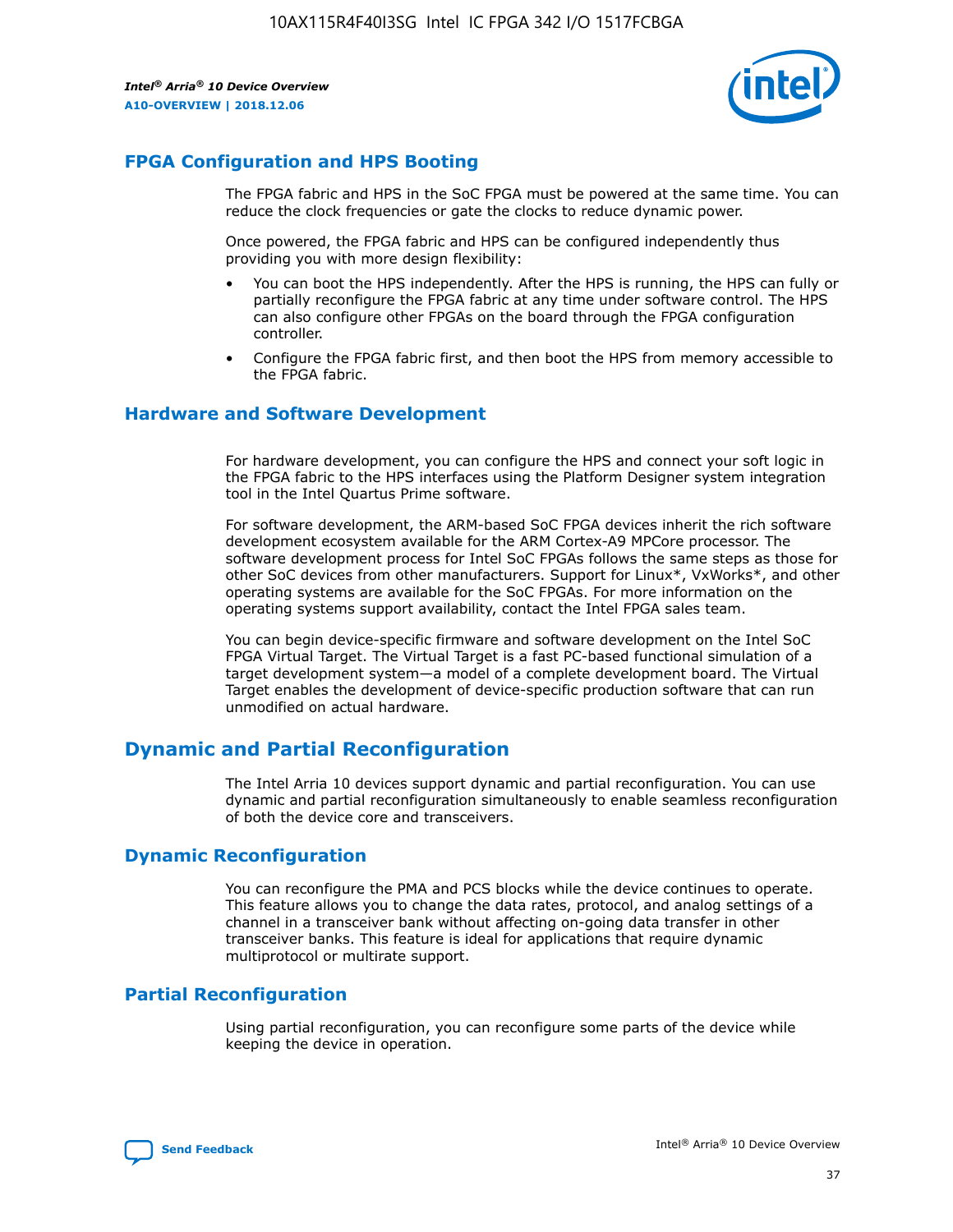## FPGA Configuration and HPS Booting

The FPGA fabric and HPS in the SoC FPGA must be powered at the same time. You can reduce the clock frequencies or gate the clocks to reduce dynamic power.

Once powered, the FPGA fabric and HPS can be configured independently thus providing you with more design flexibility:

- You can boot the HPS independently. After the HPS is running, the HPS can fully or partially reconfigure the FPGA fabric at any time under software control. The HPS can also configure other FPGAs on the board through the FPGA configuration controller.
- Configure the FPGA fabric first, and then boot the HPS from memory accessible to the FPGA fabric.

## Hardware and Software Development

For hardware development, you can configure the HPS and connect your soft logic in the FPGA fabric to the HPS interfaces using the Platform Designer system integration tool in the Intel Quartus Prime software.

For software development, the ARM-based SoC FPGA devices inherit the rich software development ecosystem available for the ARM Cortex-A9 MPCore processor. The software development process for Intel SoC FPGAs follows the same steps as those for other SoC devices from other manufacturers. Support for Linux*, VxWorks*, and other operating systems are available for the SoC FPGAs. For more information on the operating systems support availability, contact the Intel FPGA sales team.

You can begin device-specific firmware and software development on the Intel SoC FPGA Virtual Target. The Virtual Target is a fast PC-based functional simulation of a target development system—a model of a complete development board. The Virtual Target enables the development of device-specific production software that can run unmodified on actual hardware.

## Dynamic and Partial Reconfiguration

The Intel Arria 10 devices support dynamic and partial reconfiguration. You can use dynamic and partial reconfiguration simultaneously to enable seamless reconfiguration of both the device core and transceivers.

## Dynamic Reconfiguration

You can reconfigure the PMA and PCS blocks while the device continues to operate. This feature allows you to change the data rates, protocol, and analog settings of a channel in a transceiver bank without affecting on-going data transfer in other transceiver banks. This feature is ideal for applications that require dynamic multiprotocol or multirate support.

## Partial Reconfiguration

Using partial reconfiguration, you can reconfigure some parts of the device while keeping the device in operation.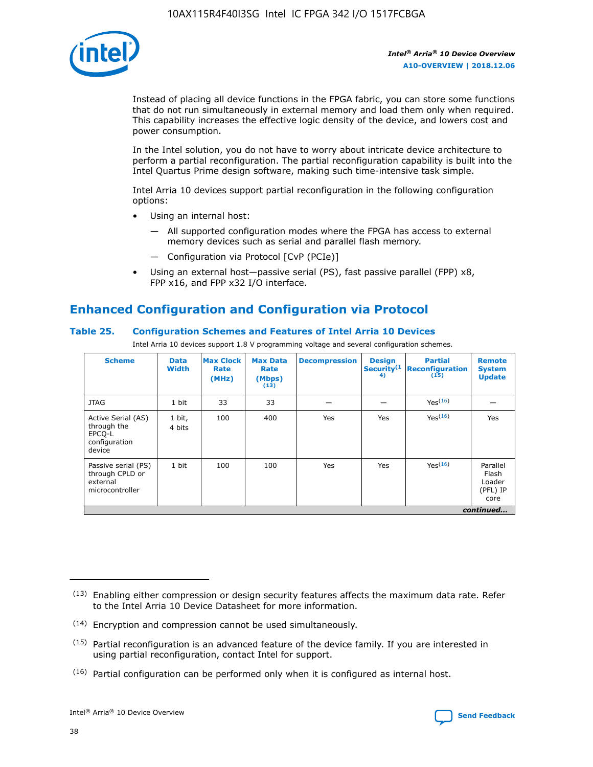Instead of placing all device functions in the FPGA fabric, you can store some functions that do not run simultaneously in external memory and load them only when required. This capability increases the effective logic density of the device, and lowers cost and power consumption.

In the Intel solution, you do not have to worry about intricate device architecture to perform a partial reconfiguration. The partial reconfiguration capability is built into the Intel Quartus Prime design software, making such time-intensive task simple.

Intel Arria 10 devices support partial reconfiguration in the following configuration options:

- Using an internal host:
  - — All supported configuration modes where the FPGA has access to external memory devices such as serial and parallel flash memory.
  - — Configuration via Protocol [CvP (PCIe)]
- Using an external host—passive serial (PS), fast passive parallel (FPP) x8, FPP x16, and FPP x32 I/O interface.

## Enhanced Configuration and Configuration via Protocol

### Table 25. Configuration Schemes and Features of Intel Arria 10 Devices

Intel Arria 10 devices support 1.8 V programming voltage and several configuration schemes.

| Scheme | Data Width | Max Clock Rate (MHz) | Max Data Rate (Mbps) (13) | Decompression | Design Security(14) | Partial Reconfiguration (15) | Remote System Update |
|---|---|---|---|---|---|---|---|
| JTAG | 1 bit | 33 | 33 | — | — | Yes(16) | — |
| Active Serial (AS) through the EPCQ-L configuration device | 1 bit, 4 bits | 100 | 400 | Yes | Yes | Yes(16) | Yes |
| Passive serial (PS) through CPLD or external microcontroller | 1 bit | 100 | 100 | Yes | Yes | Yes(16) | Parallel Flash Loader (PFL) IP core |

*continued...*

(13) Enabling either compression or design security features affects the maximum data rate. Refer to the Intel Arria 10 Device Datasheet for more information.

(14) Encryption and compression cannot be used simultaneously.

(15) Partial reconfiguration is an advanced feature of the device family. If you are interested in using partial reconfiguration, contact Intel for support.

(16) Partial configuration can be performed only when it is configured as internal host.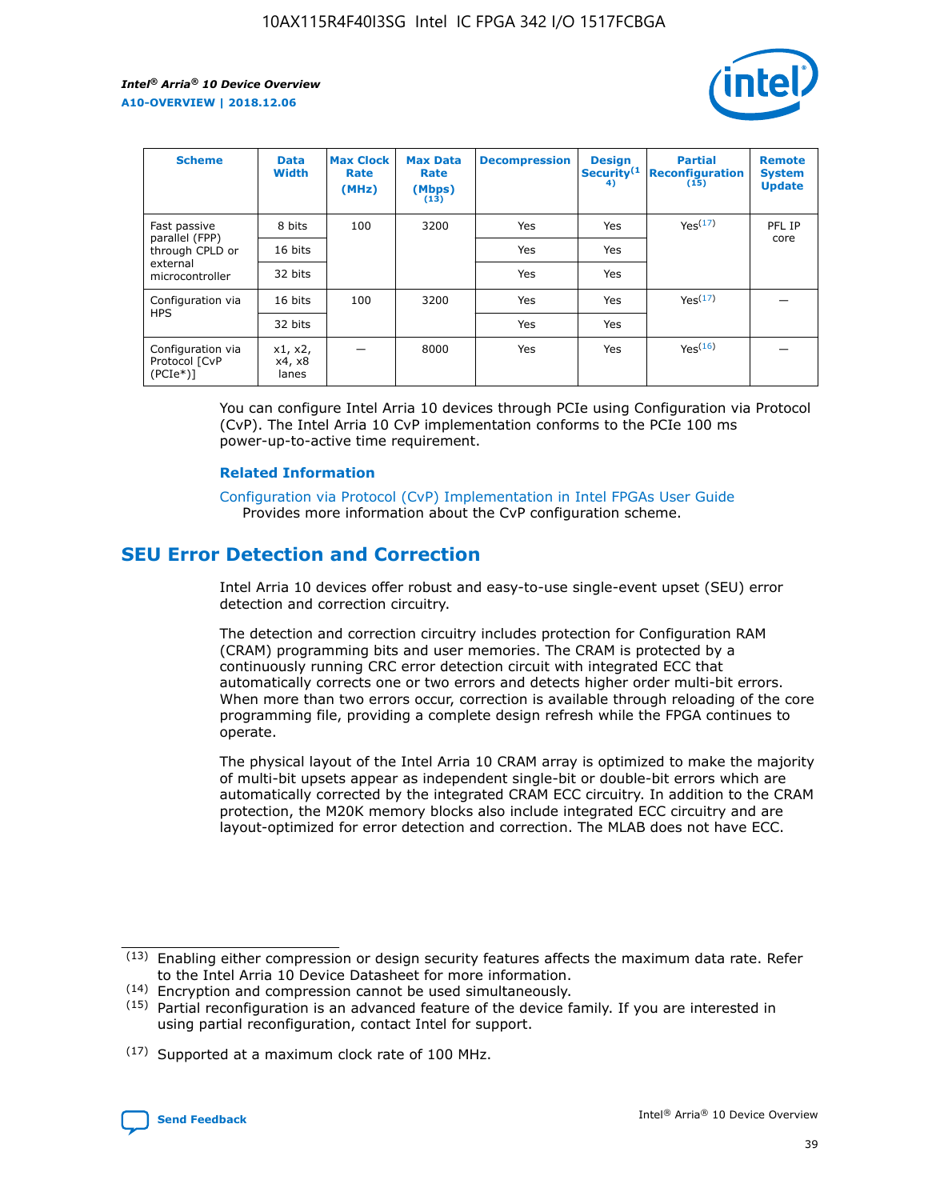| Scheme | Data Width | Max Clock Rate (MHz) | Max Data Rate (Mbps) (13) | Decompression | Design Security(14) | Partial Reconfiguration (15) | Remote System Update |
|---|---|---|---|---|---|---|---|
| Fast passive parallel (FPP) through CPLD or external microcontroller | 8 bits | 100 | 3200 | Yes | Yes | Yes(17) | PFL IP core |
| | 16 bits | | | Yes | Yes | | |
| | 32 bits | | | Yes | Yes | | |
| Configuration via HPS | 16 bits | 100 | 3200 | Yes | Yes | Yes(17) | — |
| | 32 bits | | | Yes | Yes | | |
| Configuration via Protocol [CvP (PCIe*)] | x1, x2, x4, x8 lanes | — | 8000 | Yes | Yes | Yes(16) | — |

You can configure Intel Arria 10 devices through PCIe using Configuration via Protocol (CvP). The Intel Arria 10 CvP implementation conforms to the PCIe 100 ms power-up-to-active time requirement.

**Related Information**

Configuration via Protocol (CvP) Implementation in Intel FPGAs User Guide
Provides more information about the CvP configuration scheme.

## SEU Error Detection and Correction

Intel Arria 10 devices offer robust and easy-to-use single-event upset (SEU) error detection and correction circuitry.

The detection and correction circuitry includes protection for Configuration RAM (CRAM) programming bits and user memories. The CRAM is protected by a continuously running CRC error detection circuit with integrated ECC that automatically corrects one or two errors and detects higher order multi-bit errors. When more than two errors occur, correction is available through reloading of the core programming file, providing a complete design refresh while the FPGA continues to operate.

The physical layout of the Intel Arria 10 CRAM array is optimized to make the majority of multi-bit upsets appear as independent single-bit or double-bit errors which are automatically corrected by the integrated CRAM ECC circuitry. In addition to the CRAM protection, the M20K memory blocks also include integrated ECC circuitry and are layout-optimized for error detection and correction. The MLAB does not have ECC.

(13) Enabling either compression or design security features affects the maximum data rate. Refer to the Intel Arria 10 Device Datasheet for more information.

(14) Encryption and compression cannot be used simultaneously.

(15) Partial reconfiguration is an advanced feature of the device family. If you are interested in using partial reconfiguration, contact Intel for support.

(17) Supported at a maximum clock rate of 100 MHz.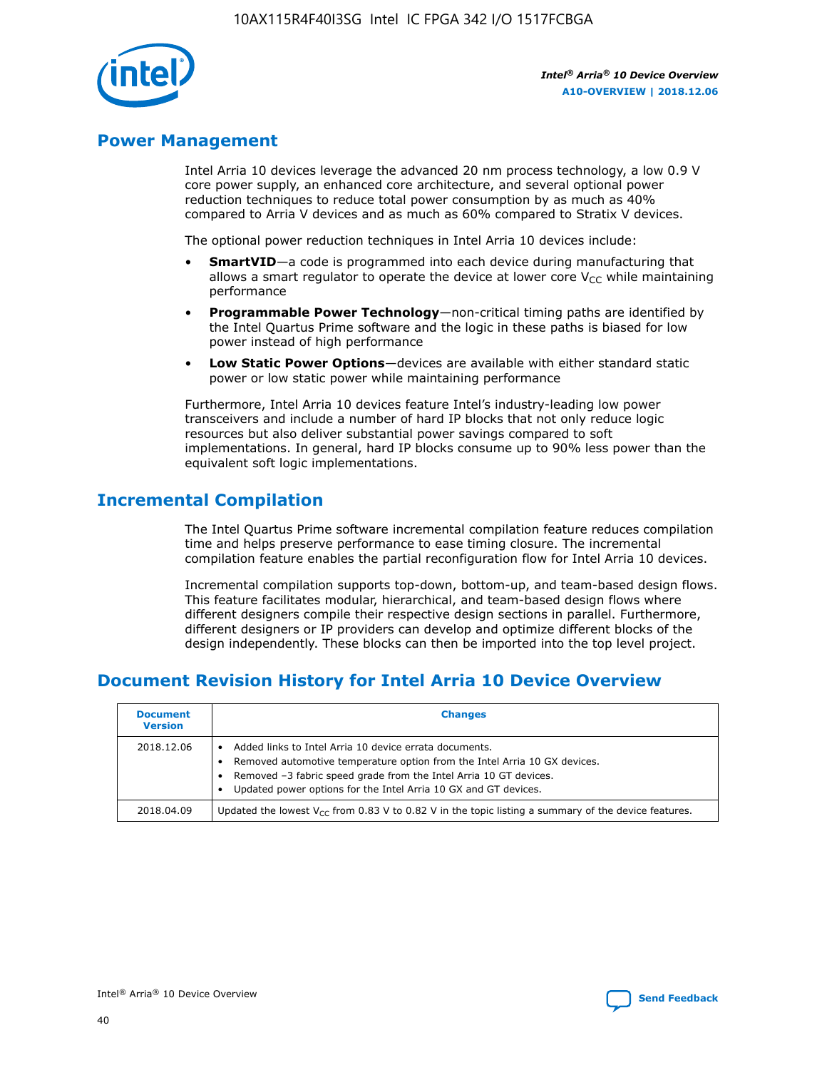## Power Management

Intel Arria 10 devices leverage the advanced 20 nm process technology, a low 0.9 V core power supply, an enhanced core architecture, and several optional power reduction techniques to reduce total power consumption by as much as 40% compared to Arria V devices and as much as 60% compared to Stratix V devices.

The optional power reduction techniques in Intel Arria 10 devices include:

- **SmartVID**—a code is programmed into each device during manufacturing that allows a smart regulator to operate the device at lower core $V_{CC}$ while maintaining performance
- **Programmable Power Technology**—non-critical timing paths are identified by the Intel Quartus Prime software and the logic in these paths is biased for low power instead of high performance
- **Low Static Power Options**—devices are available with either standard static power or low static power while maintaining performance

Furthermore, Intel Arria 10 devices feature Intel's industry-leading low power transceivers and include a number of hard IP blocks that not only reduce logic resources but also deliver substantial power savings compared to soft implementations. In general, hard IP blocks consume up to 90% less power than the equivalent soft logic implementations.

## Incremental Compilation

The Intel Quartus Prime software incremental compilation feature reduces compilation time and helps preserve performance to ease timing closure. The incremental compilation feature enables the partial reconfiguration flow for Intel Arria 10 devices.

Incremental compilation supports top-down, bottom-up, and team-based design flows. This feature facilitates modular, hierarchical, and team-based design flows where different designers compile their respective design sections in parallel. Furthermore, different designers or IP providers can develop and optimize different blocks of the design independently. These blocks can then be imported into the top level project.

## Document Revision History for Intel Arria 10 Device Overview

| Document Version | Changes |
| --- | --- |
| 2018.12.06 | • Added links to Intel Arria 10 device errata documents.<br>• Removed automotive temperature option from the Intel Arria 10 GX devices.<br>• Removed –3 fabric speed grade from the Intel Arria 10 GT devices.<br>• Updated power options for the Intel Arria 10 GX and GT devices. |
| 2018.04.09 | Updated the lowest $V_{CC}$ from 0.83 V to 0.82 V in the topic listing a summary of the device features. |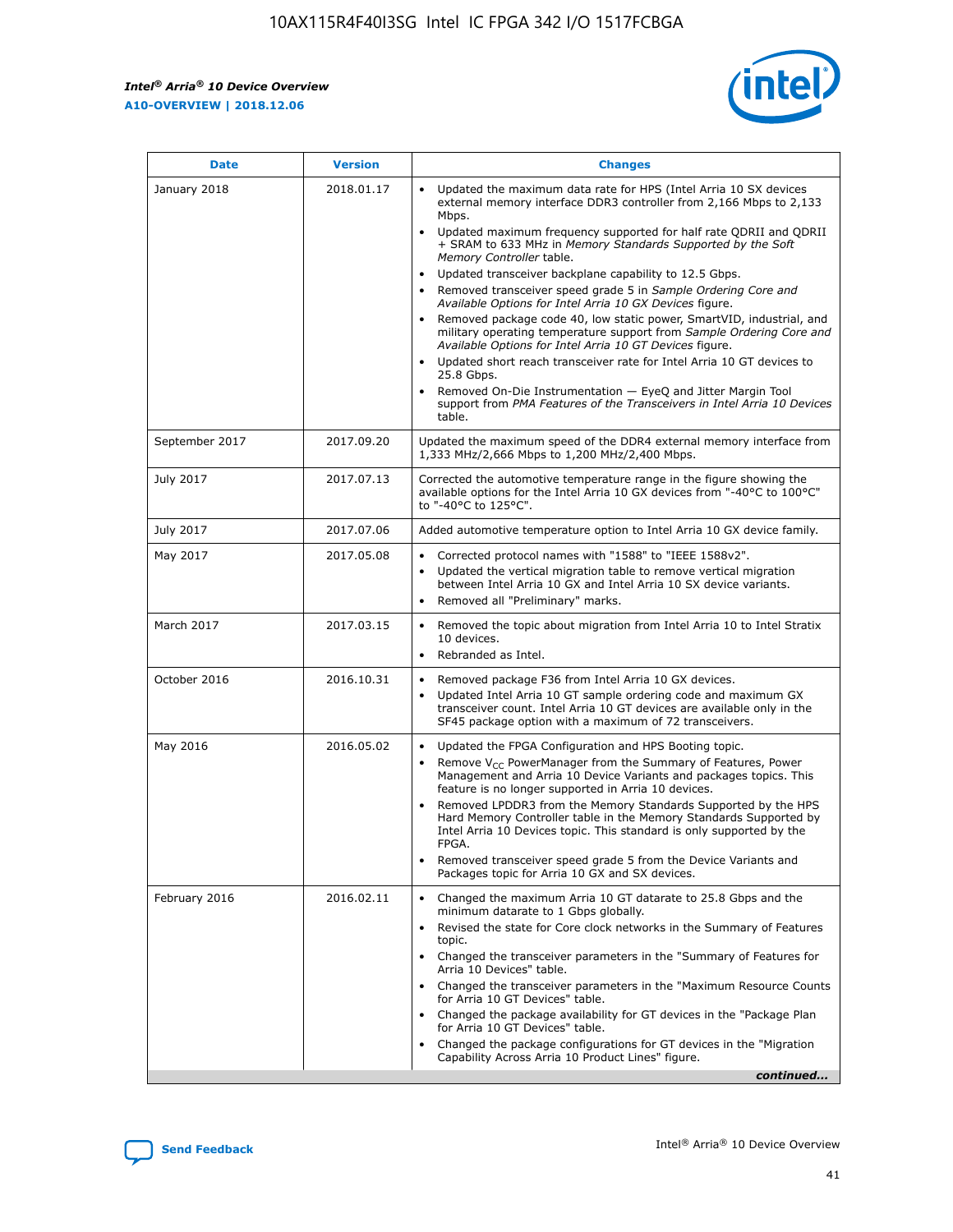| Date | Version | Changes |
|---|---|---|
| January 2018 | 2018.01.17 | • Updated the maximum data rate for HPS (Intel Arria 10 SX devices external memory interface DDR3 controller from 2,166 Mbps to 2,133 Mbps.<br>• Updated maximum frequency supported for half rate QDRII and QDRII + SRAM to 633 MHz in *Memory Standards Supported by the Soft Memory Controller* table.<br>• Updated transceiver backplane capability to 12.5 Gbps.<br>• Removed transceiver speed grade 5 in *Sample Ordering Core and Available Options for Intel Arria 10 GX Devices* figure.<br>• Removed package code 40, low static power, SmartVID, industrial, and military operating temperature support from *Sample Ordering Core and Available Options for Intel Arria 10 GT Devices* figure.<br>• Updated short reach transceiver rate for Intel Arria 10 GT devices to 25.8 Gbps.<br>• Removed On-Die Instrumentation — EyeQ and Jitter Margin Tool support from *PMA Features of the Transceivers in Intel Arria 10 Devices* table. |
| September 2017 | 2017.09.20 | Updated the maximum speed of the DDR4 external memory interface from 1,333 MHz/2,666 Mbps to 1,200 MHz/2,400 Mbps. |
| July 2017 | 2017.07.13 | Corrected the automotive temperature range in the figure showing the available options for the Intel Arria 10 GX devices from "-40°C to 100°C" to "-40°C to 125°C". |
| July 2017 | 2017.07.06 | Added automotive temperature option to Intel Arria 10 GX device family. |
| May 2017 | 2017.05.08 | • Corrected protocol names with "1588" to "IEEE 1588v2".<br>• Updated the vertical migration table to remove vertical migration between Intel Arria 10 GX and Intel Arria 10 SX device variants.<br>• Removed all "Preliminary" marks. |
| March 2017 | 2017.03.15 | • Removed the topic about migration from Intel Arria 10 to Intel Stratix 10 devices.<br>• Rebranded as Intel. |
| October 2016 | 2016.10.31 | • Removed package F36 from Intel Arria 10 GX devices.<br>• Updated Intel Arria 10 GT sample ordering code and maximum GX transceiver count. Intel Arria 10 GT devices are available only in the SF45 package option with a maximum of 72 transceivers. |
| May 2016 | 2016.05.02 | • Updated the FPGA Configuration and HPS Booting topic.<br>• Remove $V_{CC}$ PowerManager from the Summary of Features, Power Management and Arria 10 Device Variants and packages topics. This feature is no longer supported in Arria 10 devices.<br>• Removed LPDDR3 from the Memory Standards Supported by the HPS Hard Memory Controller table in the Memory Standards Supported by Intel Arria 10 Devices topic. This standard is only supported by the FPGA.<br>• Removed transceiver speed grade 5 from the Device Variants and Packages topic for Arria 10 GX and SX devices. |
| February 2016 | 2016.02.11 | • Changed the maximum Arria 10 GT datarate to 25.8 Gbps and the minimum datarate to 1 Gbps globally.<br>• Revised the state for Core clock networks in the Summary of Features topic.<br>• Changed the transceiver parameters in the "Summary of Features for Arria 10 Devices" table.<br>• Changed the transceiver parameters in the "Maximum Resource Counts for Arria 10 GT Devices" table.<br>• Changed the package availability for GT devices in the "Package Plan for Arria 10 GT Devices" table.<br>• Changed the package configurations for GT devices in the "Migration Capability Across Arria 10 Product Lines" figure. |

*continued...*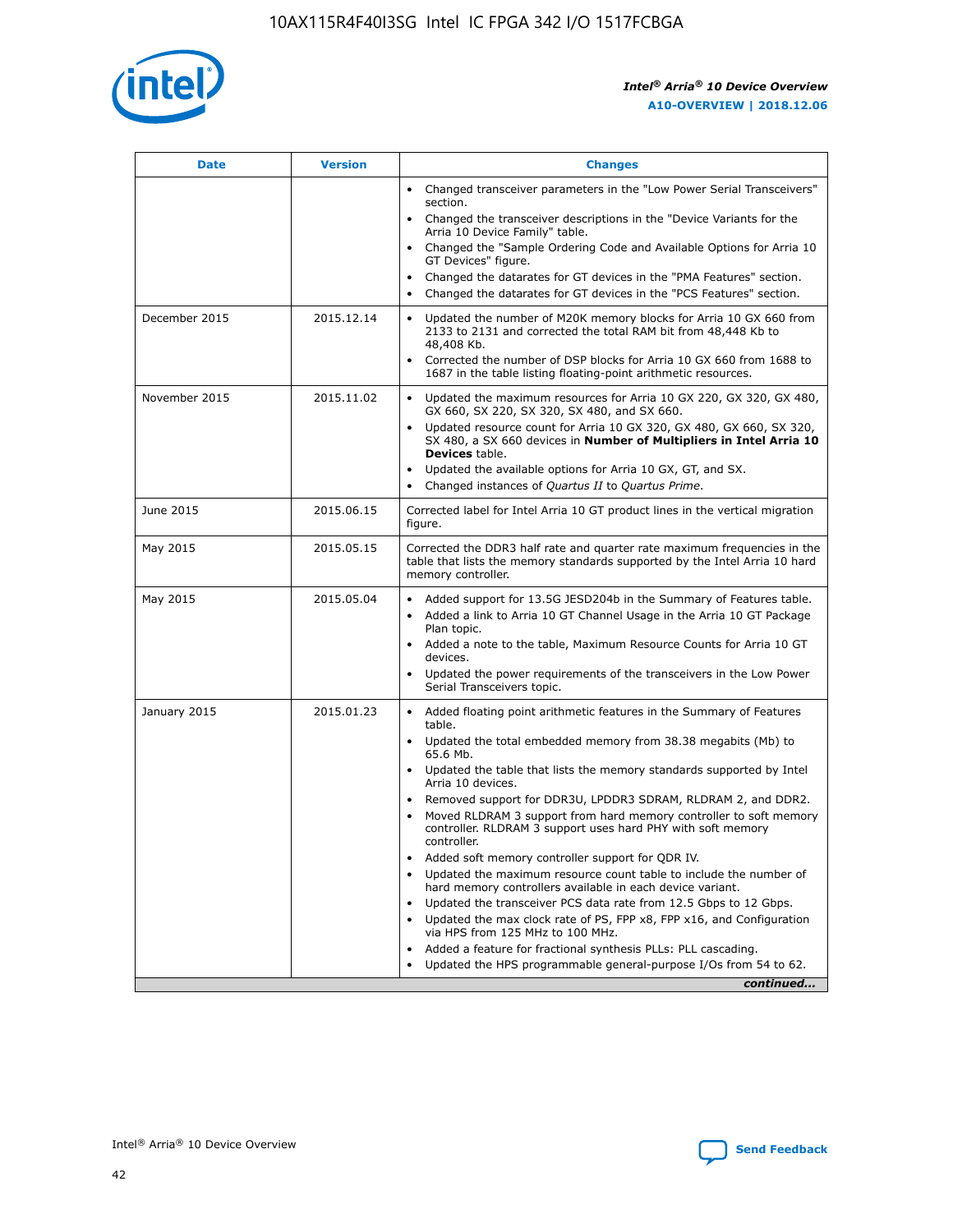| Date | Version | Changes |
| --- | --- | --- |
|  |  | • Changed transceiver parameters in the "Low Power Serial Transceivers" section.<br>• Changed the transceiver descriptions in the "Device Variants for the Arria 10 Device Family" table.<br>• Changed the "Sample Ordering Code and Available Options for Arria 10 GT Devices" figure.<br>• Changed the datarates for GT devices in the "PMA Features" section.<br>• Changed the datarates for GT devices in the "PCS Features" section. |
| December 2015 | 2015.12.14 | • Updated the number of M20K memory blocks for Arria 10 GX 660 from 2133 to 2131 and corrected the total RAM bit from 48,448 Kb to 48,408 Kb.<br>• Corrected the number of DSP blocks for Arria 10 GX 660 from 1688 to 1687 in the table listing floating-point arithmetic resources. |
| November 2015 | 2015.11.02 | • Updated the maximum resources for Arria 10 GX 220, GX 320, GX 480, GX 660, SX 220, SX 320, SX 480, and SX 660.<br>• Updated resource count for Arria 10 GX 320, GX 480, GX 660, SX 320, SX 480, a SX 660 devices in **Number of Multipliers in Intel Arria 10 Devices** table.<br>• Updated the available options for Arria 10 GX, GT, and SX.<br>• Changed instances of *Quartus II* to *Quartus Prime*. |
| June 2015 | 2015.06.15 | Corrected label for Intel Arria 10 GT product lines in the vertical migration figure. |
| May 2015 | 2015.05.15 | Corrected the DDR3 half rate and quarter rate maximum frequencies in the table that lists the memory standards supported by the Intel Arria 10 hard memory controller. |
| May 2015 | 2015.05.04 | • Added support for 13.5G JESD204b in the Summary of Features table.<br>• Added a link to Arria 10 GT Channel Usage in the Arria 10 GT Package Plan topic.<br>• Added a note to the table, Maximum Resource Counts for Arria 10 GT devices.<br>• Updated the power requirements of the transceivers in the Low Power Serial Transceivers topic. |
| January 2015 | 2015.01.23 | • Added floating point arithmetic features in the Summary of Features table.<br>• Updated the total embedded memory from 38.38 megabits (Mb) to 65.6 Mb.<br>• Updated the table that lists the memory standards supported by Intel Arria 10 devices.<br>• Removed support for DDR3U, LPDDR3 SDRAM, RLDRAM 2, and DDR2.<br>• Moved RLDRAM 3 support from hard memory controller to soft memory controller. RLDRAM 3 support uses hard PHY with soft memory controller.<br>• Added soft memory controller support for QDR IV.<br>• Updated the maximum resource count table to include the number of hard memory controllers available in each device variant.<br>• Updated the transceiver PCS data rate from 12.5 Gbps to 12 Gbps.<br>• Updated the max clock rate of PS, FPP x8, FPP x16, and Configuration via HPS from 125 MHz to 100 MHz.<br>• Added a feature for fractional synthesis PLLs: PLL cascading.<br>• Updated the HPS programmable general-purpose I/Os from 54 to 62. |

*continued...*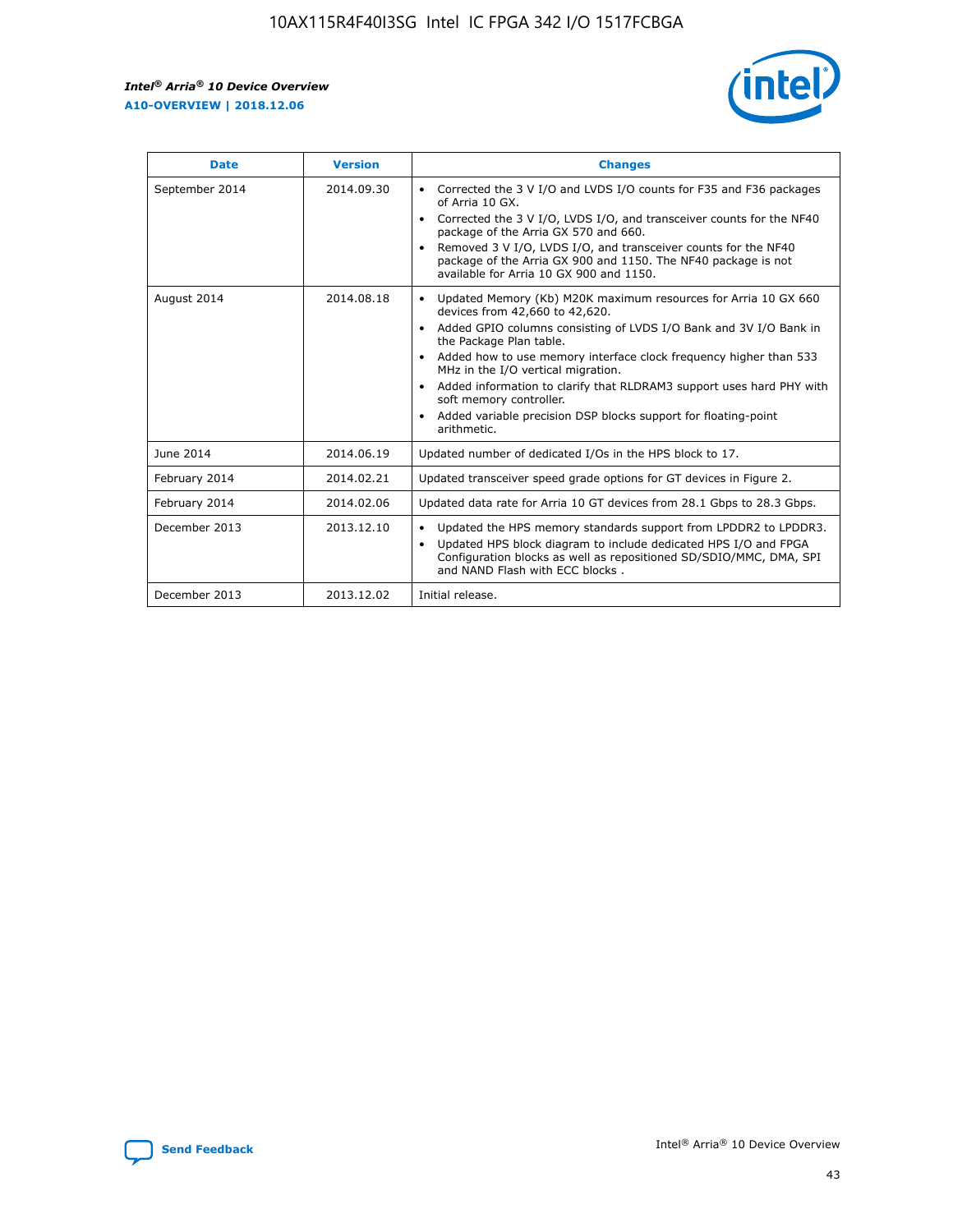| Date | Version | Changes |
|---|---|---|
| September 2014 | 2014.09.30 | • Corrected the 3 V I/O and LVDS I/O counts for F35 and F36 packages of Arria 10 GX. • Corrected the 3 V I/O, LVDS I/O, and transceiver counts for the NF40 package of the Arria GX 570 and 660. • Removed 3 V I/O, LVDS I/O, and transceiver counts for the NF40 package of the Arria GX 900 and 1150. The NF40 package is not available for Arria 10 GX 900 and 1150. |
| August 2014 | 2014.08.18 | • Updated Memory (Kb) M20K maximum resources for Arria 10 GX 660 devices from 42,660 to 42,620. • Added GPIO columns consisting of LVDS I/O Bank and 3V I/O Bank in the Package Plan table. • Added how to use memory interface clock frequency higher than 533 MHz in the I/O vertical migration. • Added information to clarify that RLDRAM3 support uses hard PHY with soft memory controller. • Added variable precision DSP blocks support for floating-point arithmetic. |
| June 2014 | 2014.06.19 | Updated number of dedicated I/Os in the HPS block to 17. |
| February 2014 | 2014.02.21 | Updated transceiver speed grade options for GT devices in Figure 2. |
| February 2014 | 2014.02.06 | Updated data rate for Arria 10 GT devices from 28.1 Gbps to 28.3 Gbps. |
| December 2013 | 2013.12.10 | • Updated the HPS memory standards support from LPDDR2 to LPDDR3. • Updated HPS block diagram to include dedicated HPS I/O and FPGA Configuration blocks as well as repositioned SD/SDIO/MMC, DMA, SPI and NAND Flash with ECC blocks . |
| December 2013 | 2013.12.02 | Initial release. |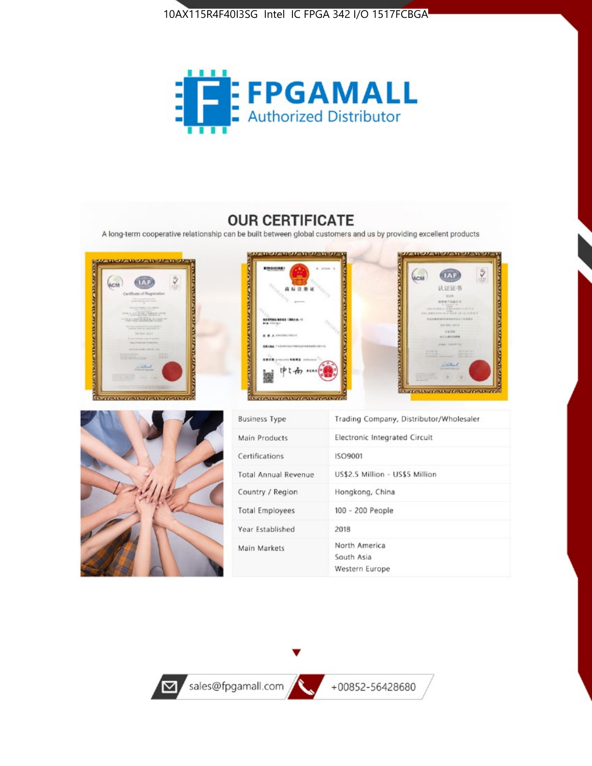# FPGAMALL

Authorized Distributor

## OUR CERTIFICATE

A long-term cooperative relationship can be built between global customers and us by providing excellent products

| | |
|---|---|
| Business Type | Trading Company, Distributor/Wholesaler |
| Main Products | Electronic Integrated Circuit |
| Certifications | ISO9001 |
| Total Annual Revenue | US$2.5 Million - US$5 Million |
| Country / Region | Hongkong, China |
| Total Employees | 100 - 200 People |
| Year Established | 2018 |
| Main Markets | North America<br>South Asia<br>Western Europe |

sales@fpgamall.com

+00852-56428680